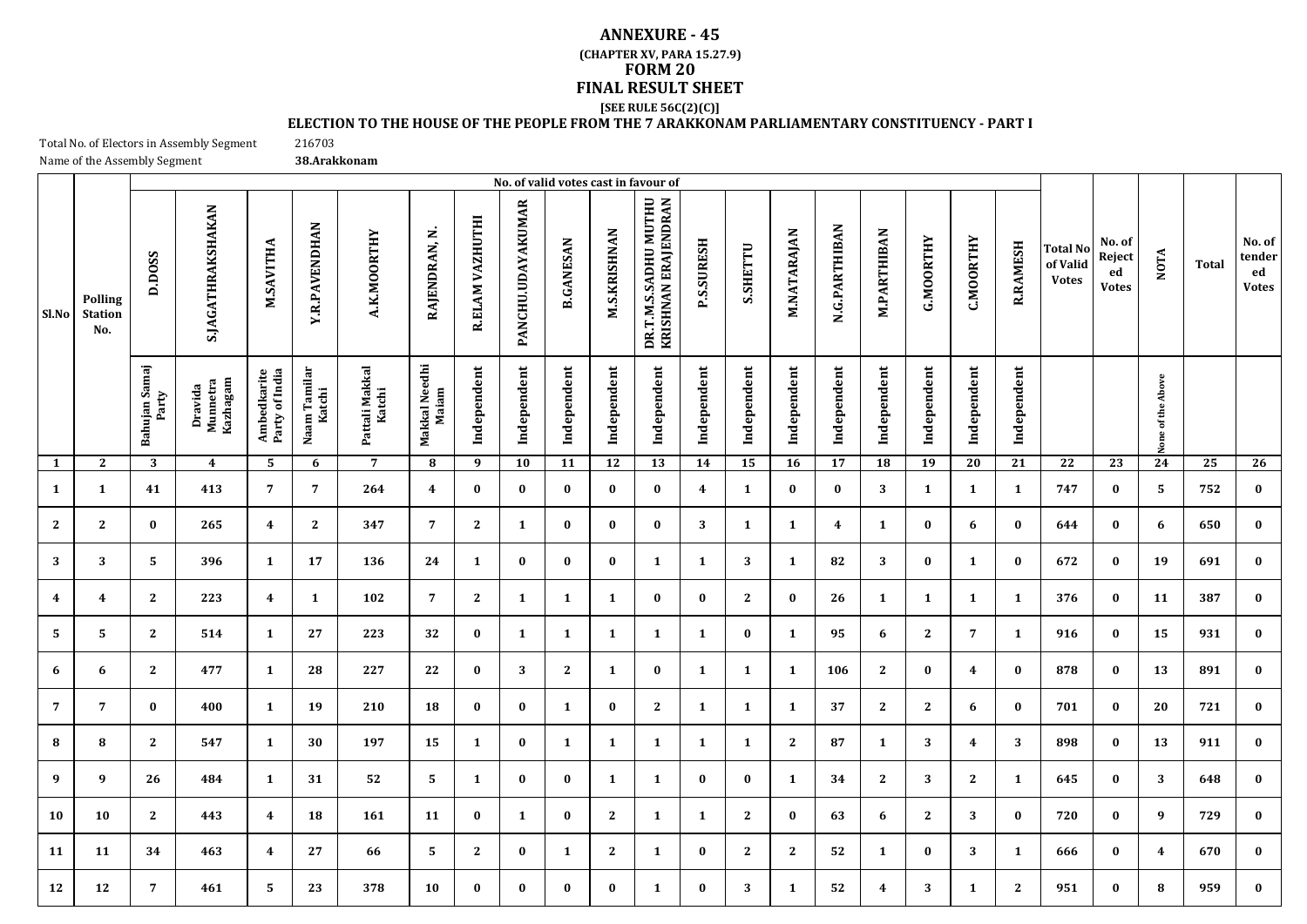# ANNEXURE - 45

**(CHAPTER XV, PARA 15.27.9)**

## FORM 20

## FINAL RESULT SHEET

**[SEE RULE 56C(2)(C)]**

### ELECTION TO THE HOUSE OF THE PEOPLE FROM THE 7 ARAKKONAM PARLIAMENTARY CONSTITUENCY - PART I

Total No. of Electors in Assembly Segment 216703

Name of the Assembly Segment **38.Arakkonam**

| Sl.No | Polling Station No. | No. of valid votes cast in favour of | | | | | | | | | | | | | | | | | | | Total No of Valid Votes | No. of Rejected Votes | NOTA | Total | No. of tendered Votes |
|---|---|---|---|---|---|---|---|---|---|---|---|---|---|---|---|---|---|---|---|---|---|---|---|---|---|
| | | D.DOSS | S.JAGATHRAKSHAKAN | M.SAVITHA | Y.R.PAVENDHAN | A.K.MOORTHY | RAJENDRAN, N. | R.ELAM VAZHUTHI | PANCHU.UDAYAKUMAR | B.GANESAN | M.S.KRISHNAN | DR.T.M.S.SADHU MUTHU KRISHNAN ERAJENDRAN | P.S.SURESH | S.SHETTU | M.NATARAJAN | N.G.PARTHIBAN | M.PARTHIBAN | G.MOORTHY | C.MOORTHY | R.RAMESH | | | | | |
| | | Bahujan Samaj Party | Dravida Munnetra Kazhagam | Ambedkarite Party of India | Naam Tamilar Katchi | Pattali Makkal Katchi | Makkal Needhi Maiam | Independent | Independent | Independent | Independent | Independent | Independent | Independent | Independent | Independent | Independent | Independent | Independent | Independent | | | None of the Above | | |
| 1 | 2 | 3 | 4 | 5 | 6 | 7 | 8 | 9 | 10 | 11 | 12 | 13 | 14 | 15 | 16 | 17 | 18 | 19 | 20 | 21 | 22 | 23 | 24 | 25 | 26 |
| 1 | 1 | 41 | 413 | 7 | 7 | 264 | 4 | 0 | 0 | 0 | 0 | 0 | 4 | 1 | 0 | 0 | 3 | 1 | 1 | 1 | 747 | 0 | 5 | 752 | 0 |
| 2 | 2 | 0 | 265 | 4 | 2 | 347 | 7 | 2 | 1 | 0 | 0 | 0 | 3 | 1 | 1 | 4 | 1 | 0 | 6 | 0 | 644 | 0 | 6 | 650 | 0 |
| 3 | 3 | 5 | 396 | 1 | 17 | 136 | 24 | 1 | 0 | 0 | 0 | 1 | 1 | 3 | 1 | 82 | 3 | 0 | 1 | 0 | 672 | 0 | 19 | 691 | 0 |
| 4 | 4 | 2 | 223 | 4 | 1 | 102 | 7 | 2 | 1 | 1 | 1 | 0 | 0 | 2 | 0 | 26 | 1 | 1 | 1 | 1 | 376 | 0 | 11 | 387 | 0 |
| 5 | 5 | 2 | 514 | 1 | 27 | 223 | 32 | 0 | 1 | 1 | 1 | 1 | 1 | 0 | 1 | 95 | 6 | 2 | 7 | 1 | 916 | 0 | 15 | 931 | 0 |
| 6 | 6 | 2 | 477 | 1 | 28 | 227 | 22 | 0 | 3 | 2 | 1 | 0 | 1 | 1 | 1 | 106 | 2 | 0 | 4 | 0 | 878 | 0 | 13 | 891 | 0 |
| 7 | 7 | 0 | 400 | 1 | 19 | 210 | 18 | 0 | 0 | 1 | 0 | 2 | 1 | 1 | 1 | 37 | 2 | 2 | 6 | 0 | 701 | 0 | 20 | 721 | 0 |
| 8 | 8 | 2 | 547 | 1 | 30 | 197 | 15 | 1 | 0 | 1 | 1 | 1 | 1 | 1 | 2 | 87 | 1 | 3 | 4 | 3 | 898 | 0 | 13 | 911 | 0 |
| 9 | 9 | 26 | 484 | 1 | 31 | 52 | 5 | 1 | 0 | 0 | 1 | 1 | 0 | 0 | 1 | 34 | 2 | 3 | 2 | 1 | 645 | 0 | 3 | 648 | 0 |
| 10 | 10 | 2 | 443 | 4 | 18 | 161 | 11 | 0 | 1 | 0 | 2 | 1 | 1 | 2 | 0 | 63 | 6 | 2 | 3 | 0 | 720 | 0 | 9 | 729 | 0 |
| 11 | 11 | 34 | 463 | 4 | 27 | 66 | 5 | 2 | 0 | 1 | 2 | 1 | 0 | 2 | 2 | 52 | 1 | 0 | 3 | 1 | 666 | 0 | 4 | 670 | 0 |
| 12 | 12 | 7 | 461 | 5 | 23 | 378 | 10 | 0 | 0 | 0 | 0 | 1 | 0 | 3 | 1 | 52 | 4 | 3 | 1 | 2 | 951 | 0 | 8 | 959 | 0 |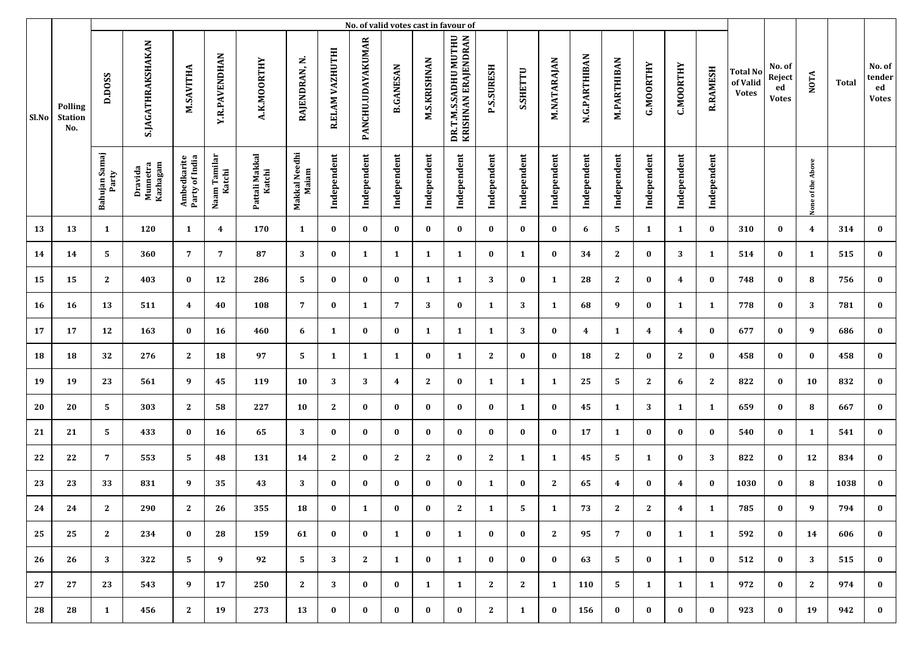| Sl.No | Polling Station No. | No. of valid votes cast in favour of | | | | | | | | | | | | | | | | | | | Total No of Valid Votes | No. of Rejected Votes | NOTA | Total | No. of tendered Votes |
|---|---|---|---|---|---|---|---|---|---|---|---|---|---|---|---|---|---|---|---|---|---|---|---|---|---|
| | | D.DOSS | S.JAGATHRAKSHAKAN | M.SAVITHA | Y.R.PAVENDHAN | A.K.MOORTHY | RAJENDRAN, N. | R.ELAM VAZHUTHI | PANCHU.UDAYAKUMAR | B.GANESAN | M.S.KRISHNAN | DR.T.M.S.SADHU MUTHU KRISHNAN ERAJENDRAN | P.S.SURESH | S.SHETTU | M.NATARAJAN | N.G.PARTHIBAN | M.PARTHIBAN | G.MOORTHY | C.MOORTHY | R.RAMESH | | | | | |
| | | Bahujan Samaj Party | Dravida Munnetra Kazhagam | Ambedkarite Party of India | Naam Tamilar Katchi | Pattali Makkal Katchi | Makkal Needhi Maiam | Independent | Independent | Independent | Independent | Independent | Independent | Independent | Independent | Independent | Independent | Independent | Independent | Independent | | | None of the Above | | |
| 13 | 13 | 1 | 120 | 1 | 4 | 170 | 1 | 0 | 0 | 0 | 0 | 0 | 0 | 0 | 0 | 6 | 5 | 1 | 1 | 0 | 310 | 0 | 4 | 314 | 0 |
| 14 | 14 | 5 | 360 | 7 | 7 | 87 | 3 | 0 | 1 | 1 | 1 | 1 | 0 | 1 | 0 | 34 | 2 | 0 | 3 | 1 | 514 | 0 | 1 | 515 | 0 |
| 15 | 15 | 2 | 403 | 0 | 12 | 286 | 5 | 0 | 0 | 0 | 1 | 1 | 3 | 0 | 1 | 28 | 2 | 0 | 4 | 0 | 748 | 0 | 8 | 756 | 0 |
| 16 | 16 | 13 | 511 | 4 | 40 | 108 | 7 | 0 | 1 | 7 | 3 | 0 | 1 | 3 | 1 | 68 | 9 | 0 | 1 | 1 | 778 | 0 | 3 | 781 | 0 |
| 17 | 17 | 12 | 163 | 0 | 16 | 460 | 6 | 1 | 0 | 0 | 1 | 1 | 1 | 3 | 0 | 4 | 1 | 4 | 4 | 0 | 677 | 0 | 9 | 686 | 0 |
| 18 | 18 | 32 | 276 | 2 | 18 | 97 | 5 | 1 | 1 | 1 | 0 | 1 | 2 | 0 | 0 | 18 | 2 | 0 | 2 | 0 | 458 | 0 | 0 | 458 | 0 |
| 19 | 19 | 23 | 561 | 9 | 45 | 119 | 10 | 3 | 3 | 4 | 2 | 0 | 1 | 1 | 1 | 25 | 5 | 2 | 6 | 2 | 822 | 0 | 10 | 832 | 0 |
| 20 | 20 | 5 | 303 | 2 | 58 | 227 | 10 | 2 | 0 | 0 | 0 | 0 | 0 | 1 | 0 | 45 | 1 | 3 | 1 | 1 | 659 | 0 | 8 | 667 | 0 |
| 21 | 21 | 5 | 433 | 0 | 16 | 65 | 3 | 0 | 0 | 0 | 0 | 0 | 0 | 0 | 0 | 17 | 1 | 0 | 0 | 0 | 540 | 0 | 1 | 541 | 0 |
| 22 | 22 | 7 | 553 | 5 | 48 | 131 | 14 | 2 | 0 | 2 | 2 | 0 | 2 | 1 | 1 | 45 | 5 | 1 | 0 | 3 | 822 | 0 | 12 | 834 | 0 |
| 23 | 23 | 33 | 831 | 9 | 35 | 43 | 3 | 0 | 0 | 0 | 0 | 0 | 1 | 0 | 2 | 65 | 4 | 0 | 4 | 0 | 1030 | 0 | 8 | 1038 | 0 |
| 24 | 24 | 2 | 290 | 2 | 26 | 355 | 18 | 0 | 1 | 0 | 0 | 2 | 1 | 5 | 1 | 73 | 2 | 2 | 4 | 1 | 785 | 0 | 9 | 794 | 0 |
| 25 | 25 | 2 | 234 | 0 | 28 | 159 | 61 | 0 | 0 | 1 | 0 | 1 | 0 | 0 | 2 | 95 | 7 | 0 | 1 | 1 | 592 | 0 | 14 | 606 | 0 |
| 26 | 26 | 3 | 322 | 5 | 9 | 92 | 5 | 3 | 2 | 1 | 0 | 1 | 0 | 0 | 0 | 63 | 5 | 0 | 1 | 0 | 512 | 0 | 3 | 515 | 0 |
| 27 | 27 | 23 | 543 | 9 | 17 | 250 | 2 | 3 | 0 | 0 | 1 | 1 | 2 | 2 | 1 | 110 | 5 | 1 | 1 | 1 | 972 | 0 | 2 | 974 | 0 |
| 28 | 28 | 1 | 456 | 2 | 19 | 273 | 13 | 0 | 0 | 0 | 0 | 0 | 2 | 1 | 0 | 156 | 0 | 0 | 0 | 0 | 923 | 0 | 19 | 942 | 0 |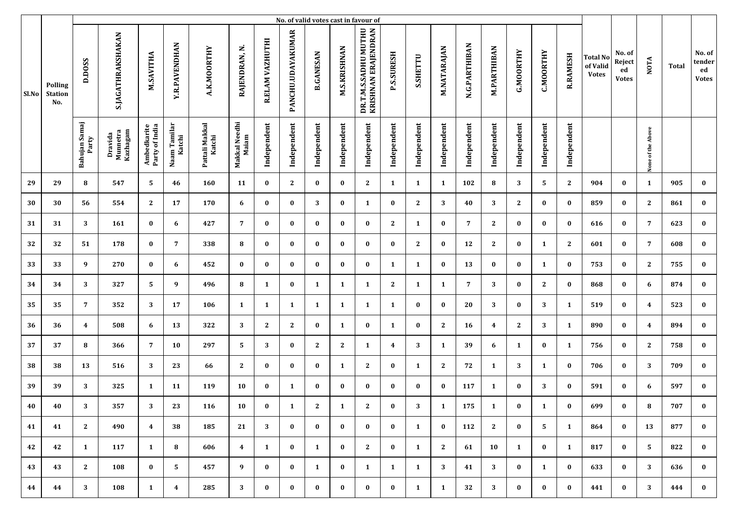| Sl.No | Polling Station No. | No. of valid votes cast in favour of | | | | | | | | | | | | | | | | | | | Total No of Valid Votes | No. of Rejected Votes | NOTA | Total | No. of tendered Votes |
|---|---|---|---|---|---|---|---|---|---|---|---|---|---|---|---|---|---|---|---|---|---|---|---|---|---|
| | | D.DOSS | S.JAGATHRAKSHAKAN | M.SAVITHA | Y.R.PAVENDHAN | A.K.MOORTHY | RAJENDRAN, N. | R.ELAM VAZHUTHI | PANCHU.UDAYAKUMAR | B.GANESAN | M.S.KRISHNAN | DR.T.M.S.SADHU MUTHU KRISHNAN ERAJENDRAN | P.S.SURESH | S.SHETTU | M.NATARAJAN | N.G.PARTHIBAN | M.PARTHIBAN | G.MOORTHY | C.MOORTHY | R.RAMESH | | | | | |
| | | Bahujan Samaj Party | Dravida Munnetra Kazhagam | Ambedkarite Party of India | Naam Tamilar Katchi | Pattali Makkal Katchi | Makkal Needhi Maiam | Independent | Independent | Independent | Independent | Independent | Independent | Independent | Independent | Independent | Independent | Independent | Independent | Independent | | | None of the Above | | |
| 29 | 29 | 8 | 547 | 5 | 46 | 160 | 11 | 0 | 2 | 0 | 0 | 2 | 1 | 1 | 1 | 102 | 8 | 3 | 5 | 2 | 904 | 0 | 1 | 905 | 0 |
| 30 | 30 | 56 | 554 | 2 | 17 | 170 | 6 | 0 | 0 | 3 | 0 | 1 | 0 | 2 | 3 | 40 | 3 | 2 | 0 | 0 | 859 | 0 | 2 | 861 | 0 |
| 31 | 31 | 3 | 161 | 0 | 6 | 427 | 7 | 0 | 0 | 0 | 0 | 0 | 2 | 1 | 0 | 7 | 2 | 0 | 0 | 0 | 616 | 0 | 7 | 623 | 0 |
| 32 | 32 | 51 | 178 | 0 | 7 | 338 | 8 | 0 | 0 | 0 | 0 | 0 | 0 | 2 | 0 | 12 | 2 | 0 | 1 | 2 | 601 | 0 | 7 | 608 | 0 |
| 33 | 33 | 9 | 270 | 0 | 6 | 452 | 0 | 0 | 0 | 0 | 0 | 0 | 1 | 1 | 0 | 13 | 0 | 0 | 1 | 0 | 753 | 0 | 2 | 755 | 0 |
| 34 | 34 | 3 | 327 | 5 | 9 | 496 | 8 | 1 | 0 | 1 | 1 | 1 | 2 | 1 | 1 | 7 | 3 | 0 | 2 | 0 | 868 | 0 | 6 | 874 | 0 |
| 35 | 35 | 7 | 352 | 3 | 17 | 106 | 1 | 1 | 1 | 1 | 1 | 1 | 1 | 0 | 0 | 20 | 3 | 0 | 3 | 1 | 519 | 0 | 4 | 523 | 0 |
| 36 | 36 | 4 | 508 | 6 | 13 | 322 | 3 | 2 | 2 | 0 | 1 | 0 | 1 | 0 | 2 | 16 | 4 | 2 | 3 | 1 | 890 | 0 | 4 | 894 | 0 |
| 37 | 37 | 8 | 366 | 7 | 10 | 297 | 5 | 3 | 0 | 2 | 2 | 1 | 4 | 3 | 1 | 39 | 6 | 1 | 0 | 1 | 756 | 0 | 2 | 758 | 0 |
| 38 | 38 | 13 | 516 | 3 | 23 | 66 | 2 | 0 | 0 | 0 | 1 | 2 | 0 | 1 | 2 | 72 | 1 | 3 | 1 | 0 | 706 | 0 | 3 | 709 | 0 |
| 39 | 39 | 3 | 325 | 1 | 11 | 119 | 10 | 0 | 1 | 0 | 0 | 0 | 0 | 0 | 0 | 117 | 1 | 0 | 3 | 0 | 591 | 0 | 6 | 597 | 0 |
| 40 | 40 | 3 | 357 | 3 | 23 | 116 | 10 | 0 | 1 | 2 | 1 | 2 | 0 | 3 | 1 | 175 | 1 | 0 | 1 | 0 | 699 | 0 | 8 | 707 | 0 |
| 41 | 41 | 2 | 490 | 4 | 38 | 185 | 21 | 3 | 0 | 0 | 0 | 0 | 0 | 1 | 0 | 112 | 2 | 0 | 5 | 1 | 864 | 0 | 13 | 877 | 0 |
| 42 | 42 | 1 | 117 | 1 | 8 | 606 | 4 | 1 | 0 | 1 | 0 | 2 | 0 | 1 | 2 | 61 | 10 | 1 | 0 | 1 | 817 | 0 | 5 | 822 | 0 |
| 43 | 43 | 2 | 108 | 0 | 5 | 457 | 9 | 0 | 0 | 1 | 0 | 1 | 1 | 1 | 3 | 41 | 3 | 0 | 1 | 0 | 633 | 0 | 3 | 636 | 0 |
| 44 | 44 | 3 | 108 | 1 | 4 | 285 | 3 | 0 | 0 | 0 | 0 | 0 | 0 | 1 | 1 | 32 | 3 | 0 | 0 | 0 | 441 | 0 | 3 | 444 | 0 |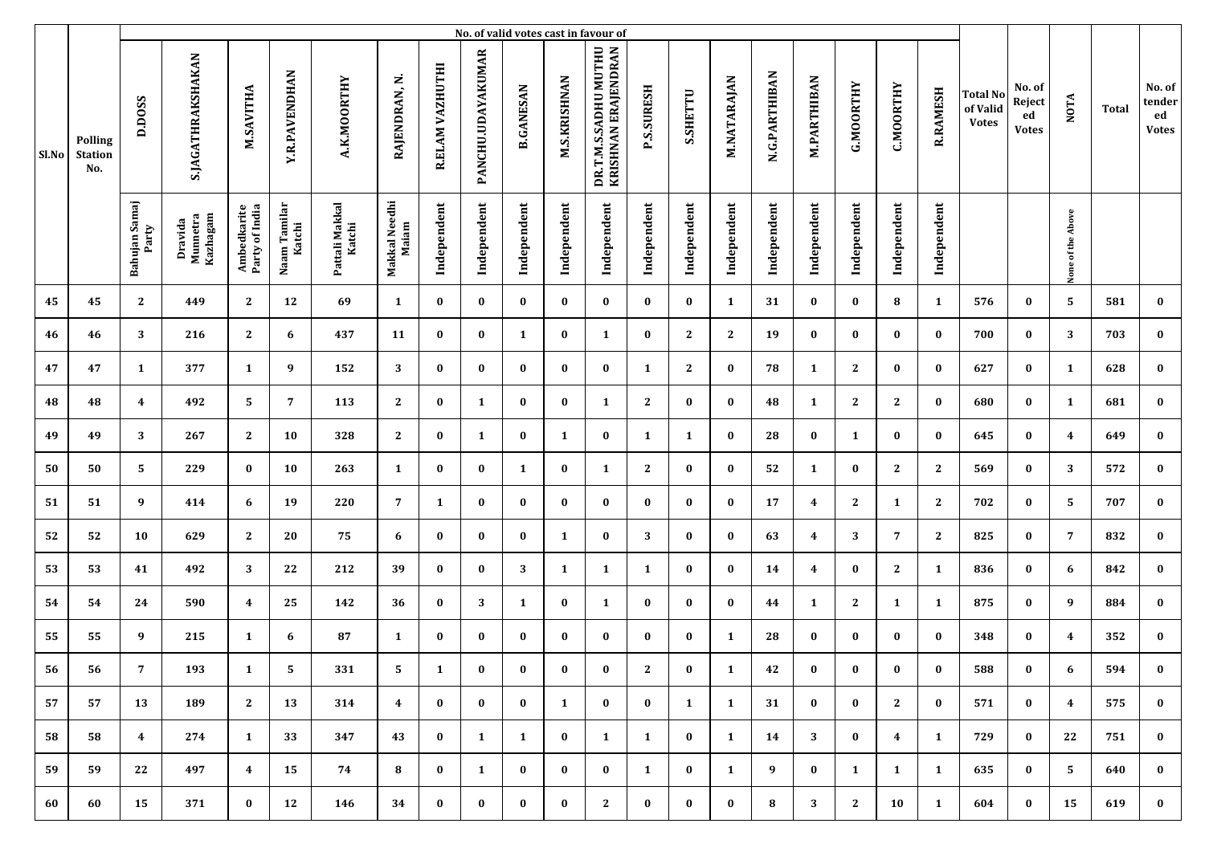| Sl.No | Polling Station No. | No. of valid votes cast in favour of | | | | | | | | | | | | | | | | | | | Total No of Valid Votes | No. of Rejected Votes | NOTA | Total | No. of tendered Votes |
|---|---|---|---|---|---|---|---|---|---|---|---|---|---|---|---|---|---|---|---|---|---|---|---|---|---|
| | | D.DOSS | S.JAGATHRAKSHAKAN | M.SAVITHA | Y.R.PAVENDHAN | A.K.MOORTHY | RAJENDRAN, N. | R.ELAM VAZHUTHI | PANCHU.UDAYAKUMAR | B.GANESAN | M.S.KRISHNAN | DR.T.M.S.SADHU MUTHU KRISHNAN ERAJENDRAN | P.S.SURESH | S.SHETTU | M.NATARAJAN | N.G.PARTHIBAN | M.PARTHIBAN | G.MOORTHY | C.MOORTHY | R.RAMESH | | | | | |
| | | Bahujan Samaj Party | Dravida Munnetra Kazhagam | Ambedkarite Party of India | Naam Tamilar Katchi | Pattali Makkal Katchi | Makkal Needhi Maiam | Independent | Independent | Independent | Independent | Independent | Independent | Independent | Independent | Independent | Independent | Independent | Independent | Independent | | | None of the Above | | |
| 45 | 45 | 2 | 449 | 2 | 12 | 69 | 1 | 0 | 0 | 0 | 0 | 0 | 0 | 0 | 1 | 31 | 0 | 0 | 8 | 1 | 576 | 0 | 5 | 581 | 0 |
| 46 | 46 | 3 | 216 | 2 | 6 | 437 | 11 | 0 | 0 | 1 | 0 | 1 | 0 | 2 | 2 | 19 | 0 | 0 | 0 | 0 | 700 | 0 | 3 | 703 | 0 |
| 47 | 47 | 1 | 377 | 1 | 9 | 152 | 3 | 0 | 0 | 0 | 0 | 0 | 1 | 2 | 0 | 78 | 1 | 2 | 0 | 0 | 627 | 0 | 1 | 628 | 0 |
| 48 | 48 | 4 | 492 | 5 | 7 | 113 | 2 | 0 | 1 | 0 | 0 | 1 | 2 | 0 | 0 | 48 | 1 | 2 | 2 | 0 | 680 | 0 | 1 | 681 | 0 |
| 49 | 49 | 3 | 267 | 2 | 10 | 328 | 2 | 0 | 1 | 0 | 1 | 0 | 1 | 1 | 0 | 28 | 0 | 1 | 0 | 0 | 645 | 0 | 4 | 649 | 0 |
| 50 | 50 | 5 | 229 | 0 | 10 | 263 | 1 | 0 | 0 | 1 | 0 | 1 | 2 | 0 | 0 | 52 | 1 | 0 | 2 | 2 | 569 | 0 | 3 | 572 | 0 |
| 51 | 51 | 9 | 414 | 6 | 19 | 220 | 7 | 1 | 0 | 0 | 0 | 0 | 0 | 0 | 0 | 17 | 4 | 2 | 1 | 2 | 702 | 0 | 5 | 707 | 0 |
| 52 | 52 | 10 | 629 | 2 | 20 | 75 | 6 | 0 | 0 | 0 | 1 | 0 | 3 | 0 | 0 | 63 | 4 | 3 | 7 | 2 | 825 | 0 | 7 | 832 | 0 |
| 53 | 53 | 41 | 492 | 3 | 22 | 212 | 39 | 0 | 0 | 3 | 1 | 1 | 1 | 0 | 0 | 14 | 4 | 0 | 2 | 1 | 836 | 0 | 6 | 842 | 0 |
| 54 | 54 | 24 | 590 | 4 | 25 | 142 | 36 | 0 | 3 | 1 | 0 | 1 | 0 | 0 | 0 | 44 | 1 | 2 | 1 | 1 | 875 | 0 | 9 | 884 | 0 |
| 55 | 55 | 9 | 215 | 1 | 6 | 87 | 1 | 0 | 0 | 0 | 0 | 0 | 0 | 0 | 1 | 28 | 0 | 0 | 0 | 0 | 348 | 0 | 4 | 352 | 0 |
| 56 | 56 | 7 | 193 | 1 | 5 | 331 | 5 | 1 | 0 | 0 | 0 | 0 | 2 | 0 | 1 | 42 | 0 | 0 | 0 | 0 | 588 | 0 | 6 | 594 | 0 |
| 57 | 57 | 13 | 189 | 2 | 13 | 314 | 4 | 0 | 0 | 0 | 1 | 0 | 0 | 1 | 1 | 31 | 0 | 0 | 2 | 0 | 571 | 0 | 4 | 575 | 0 |
| 58 | 58 | 4 | 274 | 1 | 33 | 347 | 43 | 0 | 1 | 1 | 0 | 1 | 1 | 0 | 1 | 14 | 3 | 0 | 4 | 1 | 729 | 0 | 22 | 751 | 0 |
| 59 | 59 | 22 | 497 | 4 | 15 | 74 | 8 | 0 | 1 | 0 | 0 | 0 | 1 | 0 | 1 | 9 | 0 | 1 | 1 | 1 | 635 | 0 | 5 | 640 | 0 |
| 60 | 60 | 15 | 371 | 0 | 12 | 146 | 34 | 0 | 0 | 0 | 0 | 2 | 0 | 0 | 0 | 8 | 3 | 2 | 10 | 1 | 604 | 0 | 15 | 619 | 0 |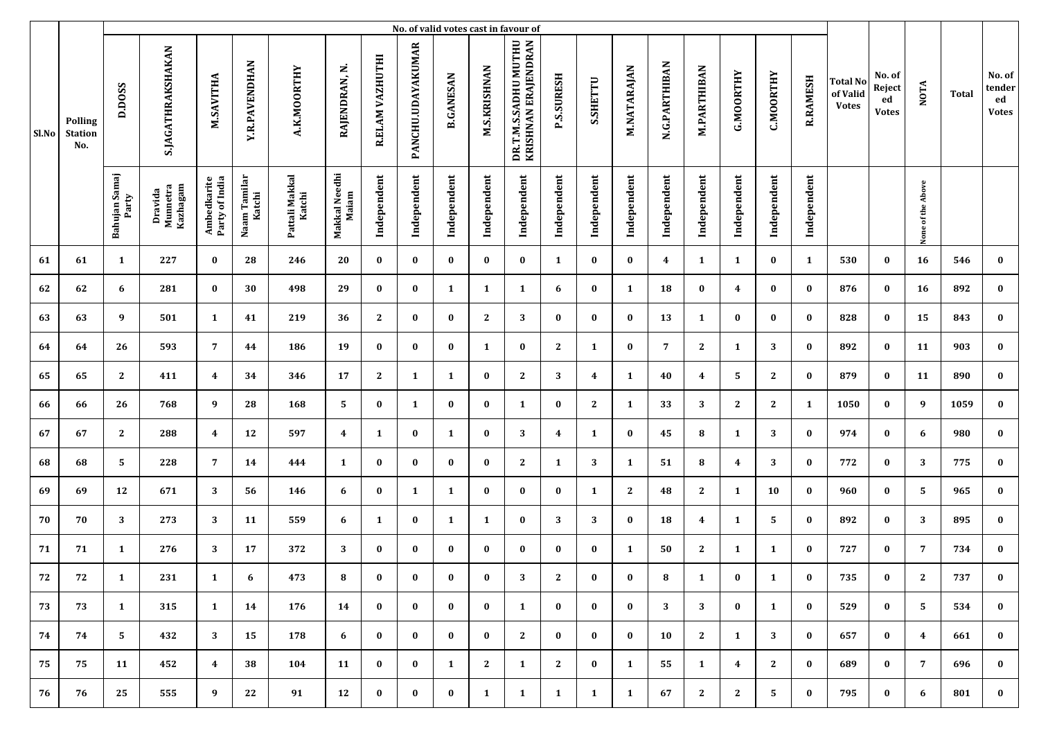| Sl.No | Polling Station No. | No. of valid votes cast in favour of | | | | | | | | | | | | | | | | | | | Total No of Valid Votes | No. of Rejected Votes | NOTA | Total | No. of tendered Votes |
|---|---|---|---|---|---|---|---|---|---|---|---|---|---|---|---|---|---|---|---|---|---|---|---|---|---|
| | | D.DOSS | S.JAGATHRAKSHAKAN | M.SAVITHA | Y.R.PAVENDHAN | A.K.MOORTHY | RAJENDRAN, N. | R.ELAM VAZHUTHI | PANCHU.UDAYAKUMAR | B.GANESAN | M.S.KRISHNAN | DR.T.M.S.SADHU MUTHU KRISHNAN ERAJENDRAN | P.S.SURESH | S.SHETTU | M.NATARAJAN | N.G.PARTHIBAN | M.PARTHIBAN | G.MOORTHY | C.MOORTHY | R.RAMESH | | | | | |
| | | Bahujan Samaj Party | Dravida Munnetra Kazhagam | Ambedkarite Party of India | Naam Tamilar Katchi | Pattali Makkal Katchi | Makkal Needhi Maiam | Independent | Independent | Independent | Independent | Independent | Independent | Independent | Independent | Independent | Independent | Independent | Independent | Independent | | | None of the Above | | |
| 61 | 61 | 1 | 227 | 0 | 28 | 246 | 20 | 0 | 0 | 0 | 0 | 0 | 1 | 0 | 0 | 4 | 1 | 1 | 0 | 1 | 530 | 0 | 16 | 546 | 0 |
| 62 | 62 | 6 | 281 | 0 | 30 | 498 | 29 | 0 | 0 | 1 | 1 | 1 | 6 | 0 | 1 | 18 | 0 | 4 | 0 | 0 | 876 | 0 | 16 | 892 | 0 |
| 63 | 63 | 9 | 501 | 1 | 41 | 219 | 36 | 2 | 0 | 0 | 2 | 3 | 0 | 0 | 0 | 13 | 1 | 0 | 0 | 0 | 828 | 0 | 15 | 843 | 0 |
| 64 | 64 | 26 | 593 | 7 | 44 | 186 | 19 | 0 | 0 | 0 | 1 | 0 | 2 | 1 | 0 | 7 | 2 | 1 | 3 | 0 | 892 | 0 | 11 | 903 | 0 |
| 65 | 65 | 2 | 411 | 4 | 34 | 346 | 17 | 2 | 1 | 1 | 0 | 2 | 3 | 4 | 1 | 40 | 4 | 5 | 2 | 0 | 879 | 0 | 11 | 890 | 0 |
| 66 | 66 | 26 | 768 | 9 | 28 | 168 | 5 | 0 | 1 | 0 | 0 | 1 | 0 | 2 | 1 | 33 | 3 | 2 | 2 | 1 | 1050 | 0 | 9 | 1059 | 0 |
| 67 | 67 | 2 | 288 | 4 | 12 | 597 | 4 | 1 | 0 | 1 | 0 | 3 | 4 | 1 | 0 | 45 | 8 | 1 | 3 | 0 | 974 | 0 | 6 | 980 | 0 |
| 68 | 68 | 5 | 228 | 7 | 14 | 444 | 1 | 0 | 0 | 0 | 0 | 2 | 1 | 3 | 1 | 51 | 8 | 4 | 3 | 0 | 772 | 0 | 3 | 775 | 0 |
| 69 | 69 | 12 | 671 | 3 | 56 | 146 | 6 | 0 | 1 | 1 | 0 | 0 | 0 | 1 | 2 | 48 | 2 | 1 | 10 | 0 | 960 | 0 | 5 | 965 | 0 |
| 70 | 70 | 3 | 273 | 3 | 11 | 559 | 6 | 1 | 0 | 1 | 1 | 0 | 3 | 3 | 0 | 18 | 4 | 1 | 5 | 0 | 892 | 0 | 3 | 895 | 0 |
| 71 | 71 | 1 | 276 | 3 | 17 | 372 | 3 | 0 | 0 | 0 | 0 | 0 | 0 | 0 | 1 | 50 | 2 | 1 | 1 | 0 | 727 | 0 | 7 | 734 | 0 |
| 72 | 72 | 1 | 231 | 1 | 6 | 473 | 8 | 0 | 0 | 0 | 0 | 3 | 2 | 0 | 0 | 8 | 1 | 0 | 1 | 0 | 735 | 0 | 2 | 737 | 0 |
| 73 | 73 | 1 | 315 | 1 | 14 | 176 | 14 | 0 | 0 | 0 | 0 | 1 | 0 | 0 | 0 | 3 | 3 | 0 | 1 | 0 | 529 | 0 | 5 | 534 | 0 |
| 74 | 74 | 5 | 432 | 3 | 15 | 178 | 6 | 0 | 0 | 0 | 0 | 2 | 0 | 0 | 0 | 10 | 2 | 1 | 3 | 0 | 657 | 0 | 4 | 661 | 0 |
| 75 | 75 | 11 | 452 | 4 | 38 | 104 | 11 | 0 | 0 | 1 | 2 | 1 | 2 | 0 | 1 | 55 | 1 | 4 | 2 | 0 | 689 | 0 | 7 | 696 | 0 |
| 76 | 76 | 25 | 555 | 9 | 22 | 91 | 12 | 0 | 0 | 0 | 1 | 1 | 1 | 1 | 1 | 67 | 2 | 2 | 5 | 0 | 795 | 0 | 6 | 801 | 0 |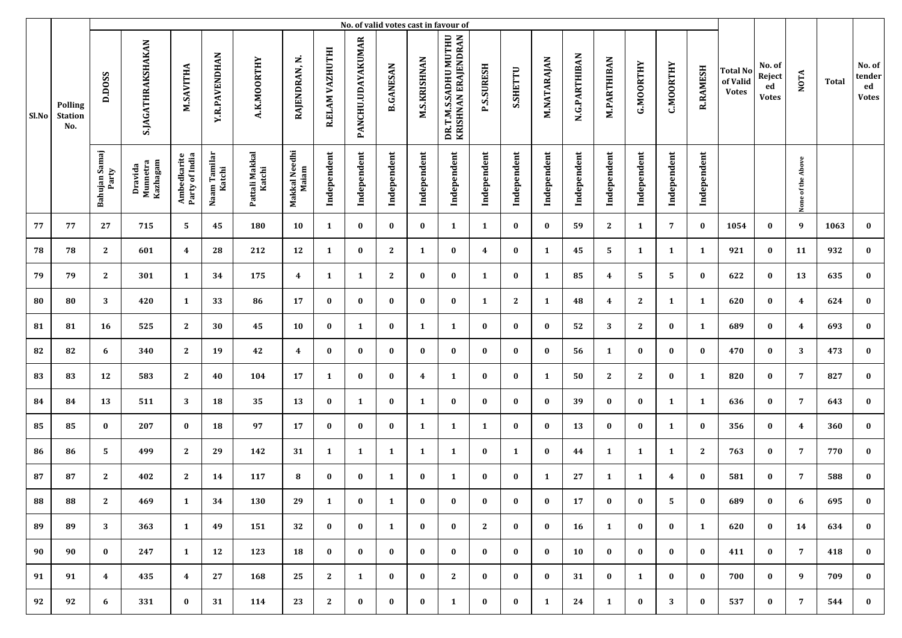| Sl.No | Polling Station No. | No. of valid votes cast in favour of | | | | | | | | | | | | | | | | | | | Total No of Valid Votes | No. of Rejected Votes | NOTA | Total | No. of tendered Votes |
|---|---|---|---|---|---|---|---|---|---|---|---|---|---|---|---|---|---|---|---|---|---|---|---|---|---|
| | | D.DOSS | S.JAGATHRAKSHAKAN | M.SAVITHA | Y.R.PAVENDHAN | A.K.MOORTHY | RAJENDRAN, N. | R.ELAM VAZHUTHI | PANCHU.UDAYAKUMAR | B.GANESAN | M.S.KRISHNAN | DR.T.M.S.SADHU MUTHU KRISHNAN ERAJENDRAN | P.S.SURESH | S.SHETTU | M.NATARAJAN | N.G.PARTHIBAN | M.PARTHIBAN | G.MOORTHY | C.MOORTHY | R.RAMESH | | | | | |
| | | Bahujan Samaj Party | Dravida Munnetra Kazhagam | Ambedkarite Party of India | Naam Tamilar Katchi | Pattali Makkal Katchi | Makkal Needhi Maiam | Independent | Independent | Independent | Independent | Independent | Independent | Independent | Independent | Independent | Independent | Independent | Independent | Independent | | | None of the Above | | |
| 77 | 77 | 27 | 715 | 5 | 45 | 180 | 10 | 1 | 0 | 0 | 0 | 1 | 1 | 0 | 0 | 59 | 2 | 1 | 7 | 0 | 1054 | 0 | 9 | 1063 | 0 |
| 78 | 78 | 2 | 601 | 4 | 28 | 212 | 12 | 1 | 0 | 2 | 1 | 0 | 4 | 0 | 1 | 45 | 5 | 1 | 1 | 1 | 921 | 0 | 11 | 932 | 0 |
| 79 | 79 | 2 | 301 | 1 | 34 | 175 | 4 | 1 | 1 | 2 | 0 | 0 | 1 | 0 | 1 | 85 | 4 | 5 | 5 | 0 | 622 | 0 | 13 | 635 | 0 |
| 80 | 80 | 3 | 420 | 1 | 33 | 86 | 17 | 0 | 0 | 0 | 0 | 0 | 1 | 2 | 1 | 48 | 4 | 2 | 1 | 1 | 620 | 0 | 4 | 624 | 0 |
| 81 | 81 | 16 | 525 | 2 | 30 | 45 | 10 | 0 | 1 | 0 | 1 | 1 | 0 | 0 | 0 | 52 | 3 | 2 | 0 | 1 | 689 | 0 | 4 | 693 | 0 |
| 82 | 82 | 6 | 340 | 2 | 19 | 42 | 4 | 0 | 0 | 0 | 0 | 0 | 0 | 0 | 0 | 56 | 1 | 0 | 0 | 0 | 470 | 0 | 3 | 473 | 0 |
| 83 | 83 | 12 | 583 | 2 | 40 | 104 | 17 | 1 | 0 | 0 | 4 | 1 | 0 | 0 | 1 | 50 | 2 | 2 | 0 | 1 | 820 | 0 | 7 | 827 | 0 |
| 84 | 84 | 13 | 511 | 3 | 18 | 35 | 13 | 0 | 1 | 0 | 1 | 0 | 0 | 0 | 0 | 39 | 0 | 0 | 1 | 1 | 636 | 0 | 7 | 643 | 0 |
| 85 | 85 | 0 | 207 | 0 | 18 | 97 | 17 | 0 | 0 | 0 | 1 | 1 | 1 | 0 | 0 | 13 | 0 | 0 | 1 | 0 | 356 | 0 | 4 | 360 | 0 |
| 86 | 86 | 5 | 499 | 2 | 29 | 142 | 31 | 1 | 1 | 1 | 1 | 1 | 0 | 1 | 0 | 44 | 1 | 1 | 1 | 2 | 763 | 0 | 7 | 770 | 0 |
| 87 | 87 | 2 | 402 | 2 | 14 | 117 | 8 | 0 | 0 | 1 | 0 | 1 | 0 | 0 | 1 | 27 | 1 | 1 | 4 | 0 | 581 | 0 | 7 | 588 | 0 |
| 88 | 88 | 2 | 469 | 1 | 34 | 130 | 29 | 1 | 0 | 1 | 0 | 0 | 0 | 0 | 0 | 17 | 0 | 0 | 5 | 0 | 689 | 0 | 6 | 695 | 0 |
| 89 | 89 | 3 | 363 | 1 | 49 | 151 | 32 | 0 | 0 | 1 | 0 | 0 | 2 | 0 | 0 | 16 | 1 | 0 | 0 | 1 | 620 | 0 | 14 | 634 | 0 |
| 90 | 90 | 0 | 247 | 1 | 12 | 123 | 18 | 0 | 0 | 0 | 0 | 0 | 0 | 0 | 0 | 10 | 0 | 0 | 0 | 0 | 411 | 0 | 7 | 418 | 0 |
| 91 | 91 | 4 | 435 | 4 | 27 | 168 | 25 | 2 | 1 | 0 | 0 | 2 | 0 | 0 | 0 | 31 | 0 | 1 | 0 | 0 | 700 | 0 | 9 | 709 | 0 |
| 92 | 92 | 6 | 331 | 0 | 31 | 114 | 23 | 2 | 0 | 0 | 0 | 1 | 0 | 0 | 1 | 24 | 1 | 0 | 3 | 0 | 537 | 0 | 7 | 544 | 0 |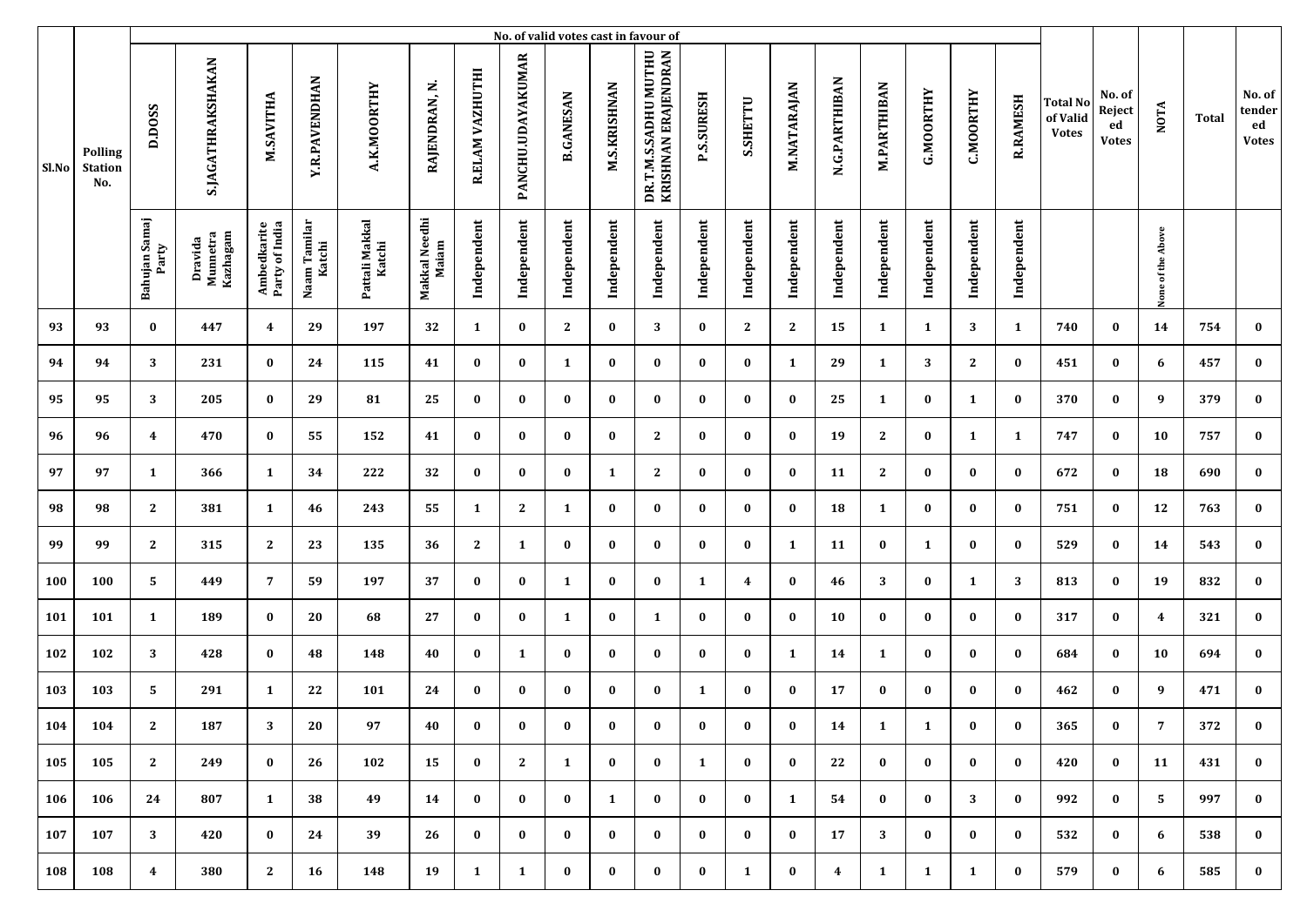| Sl.No | Polling Station No. | No. of valid votes cast in favour of | | | | | | | | | | | | | | | | | | | Total No of Valid Votes | No. of Rejected Votes | NOTA | Total | No. of tendered Votes |
|---|---|---|---|---|---|---|---|---|---|---|---|---|---|---|---|---|---|---|---|---|---|---|---|---|---|
| | | D.DOSS | S.JAGATHRAKSHAKAN | M.SAVITHA | Y.R.PAVENDHAN | A.K.MOORTHY | RAJENDRAN, N. | R.ELAM VAZHUTHI | PANCHU.UDAYAKUMAR | B.GANESAN | M.S.KRISHNAN | DR.T.M.S.SADHU MUTHU KRISHNAN ERAJENDRAN | P.S.SURESH | S.SHETTU | M.NATARAJAN | N.G.PARTHIBAN | M.PARTHIBAN | G.MOORTHY | C.MOORTHY | R.RAMESH | | | | | |
| | | Bahujan Samaj Party | Dravida Munnetra Kazhagam | Ambedkarite Party of India | Naam Tamilar Katchi | Pattali Makkal Katchi | Makkal Needhi Maiam | Independent | Independent | Independent | Independent | Independent | Independent | Independent | Independent | Independent | Independent | Independent | Independent | Independent | | | None of the Above | | |
| 93 | 93 | 0 | 447 | 4 | 29 | 197 | 32 | 1 | 0 | 2 | 0 | 3 | 0 | 2 | 2 | 15 | 1 | 1 | 3 | 1 | 740 | 0 | 14 | 754 | 0 |
| 94 | 94 | 3 | 231 | 0 | 24 | 115 | 41 | 0 | 0 | 1 | 0 | 0 | 0 | 0 | 1 | 29 | 1 | 3 | 2 | 0 | 451 | 0 | 6 | 457 | 0 |
| 95 | 95 | 3 | 205 | 0 | 29 | 81 | 25 | 0 | 0 | 0 | 0 | 0 | 0 | 0 | 0 | 25 | 1 | 0 | 1 | 0 | 370 | 0 | 9 | 379 | 0 |
| 96 | 96 | 4 | 470 | 0 | 55 | 152 | 41 | 0 | 0 | 0 | 0 | 2 | 0 | 0 | 0 | 19 | 2 | 0 | 1 | 1 | 747 | 0 | 10 | 757 | 0 |
| 97 | 97 | 1 | 366 | 1 | 34 | 222 | 32 | 0 | 0 | 0 | 1 | 2 | 0 | 0 | 0 | 11 | 2 | 0 | 0 | 0 | 672 | 0 | 18 | 690 | 0 |
| 98 | 98 | 2 | 381 | 1 | 46 | 243 | 55 | 1 | 2 | 1 | 0 | 0 | 0 | 0 | 0 | 18 | 1 | 0 | 0 | 0 | 751 | 0 | 12 | 763 | 0 |
| 99 | 99 | 2 | 315 | 2 | 23 | 135 | 36 | 2 | 1 | 0 | 0 | 0 | 0 | 0 | 1 | 11 | 0 | 1 | 0 | 0 | 529 | 0 | 14 | 543 | 0 |
| 100 | 100 | 5 | 449 | 7 | 59 | 197 | 37 | 0 | 0 | 1 | 0 | 0 | 1 | 4 | 0 | 46 | 3 | 0 | 1 | 3 | 813 | 0 | 19 | 832 | 0 |
| 101 | 101 | 1 | 189 | 0 | 20 | 68 | 27 | 0 | 0 | 1 | 0 | 1 | 0 | 0 | 0 | 10 | 0 | 0 | 0 | 0 | 317 | 0 | 4 | 321 | 0 |
| 102 | 102 | 3 | 428 | 0 | 48 | 148 | 40 | 0 | 1 | 0 | 0 | 0 | 0 | 0 | 1 | 14 | 1 | 0 | 0 | 0 | 684 | 0 | 10 | 694 | 0 |
| 103 | 103 | 5 | 291 | 1 | 22 | 101 | 24 | 0 | 0 | 0 | 0 | 0 | 1 | 0 | 0 | 17 | 0 | 0 | 0 | 0 | 462 | 0 | 9 | 471 | 0 |
| 104 | 104 | 2 | 187 | 3 | 20 | 97 | 40 | 0 | 0 | 0 | 0 | 0 | 0 | 0 | 0 | 14 | 1 | 1 | 0 | 0 | 365 | 0 | 7 | 372 | 0 |
| 105 | 105 | 2 | 249 | 0 | 26 | 102 | 15 | 0 | 2 | 1 | 0 | 0 | 1 | 0 | 0 | 22 | 0 | 0 | 0 | 0 | 420 | 0 | 11 | 431 | 0 |
| 106 | 106 | 24 | 807 | 1 | 38 | 49 | 14 | 0 | 0 | 0 | 1 | 0 | 0 | 0 | 1 | 54 | 0 | 0 | 3 | 0 | 992 | 0 | 5 | 997 | 0 |
| 107 | 107 | 3 | 420 | 0 | 24 | 39 | 26 | 0 | 0 | 0 | 0 | 0 | 0 | 0 | 0 | 17 | 3 | 0 | 0 | 0 | 532 | 0 | 6 | 538 | 0 |
| 108 | 108 | 4 | 380 | 2 | 16 | 148 | 19 | 1 | 1 | 0 | 0 | 0 | 0 | 1 | 0 | 4 | 1 | 1 | 1 | 0 | 579 | 0 | 6 | 585 | 0 |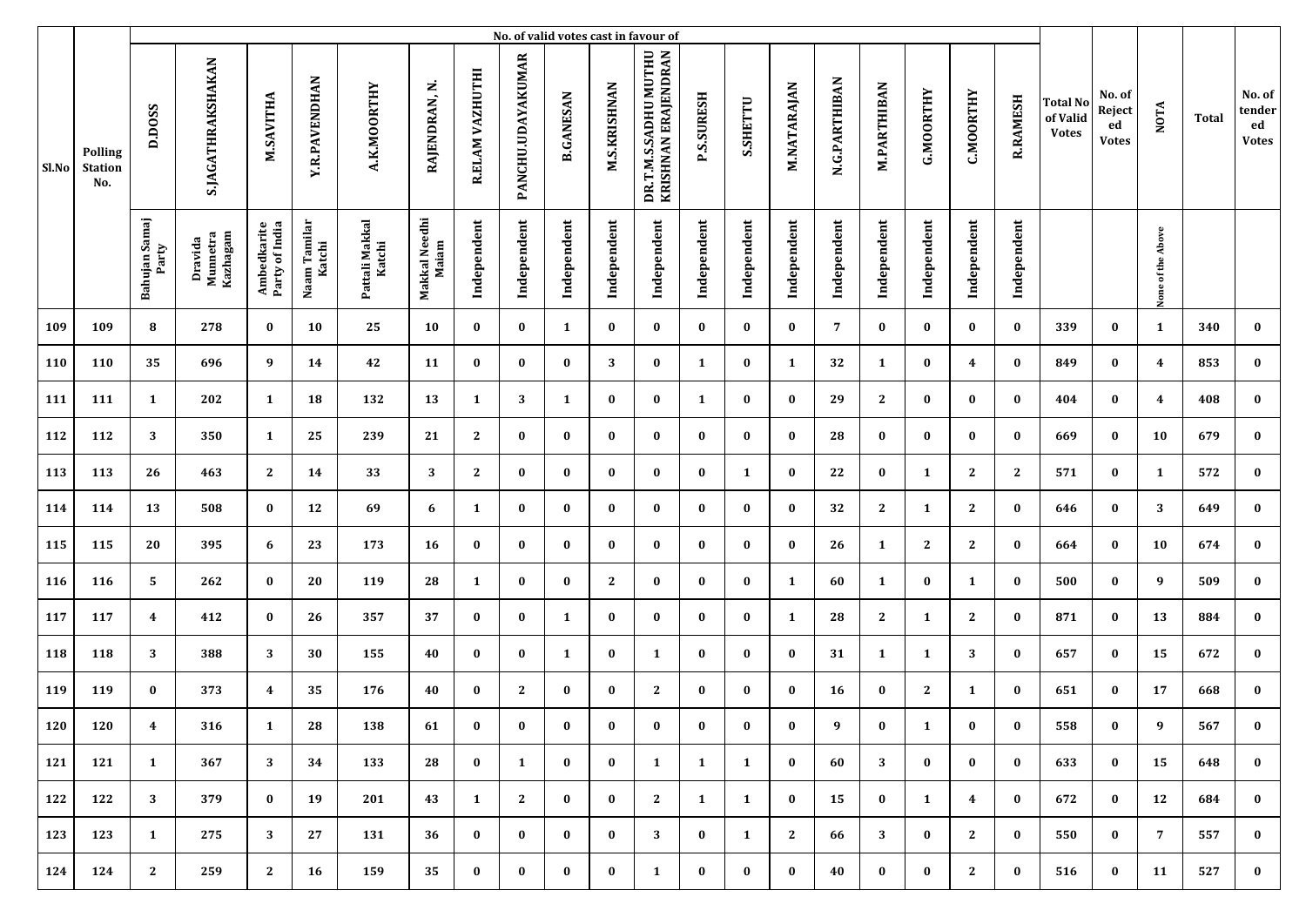| Sl.No | Polling Station No. | No. of valid votes cast in favour of | | | | | | | | | | | | | | | | | | | Total No of Valid Votes | No. of Rejected Votes | NOTA | Total | No. of tendered Votes |
|---|---|---|---|---|---|---|---|---|---|---|---|---|---|---|---|---|---|---|---|---|---|---|---|---|---|
| | | D.DOSS | S.JAGATHRAKSHAKAN | M.SAVITHA | Y.R.PAVENDHAN | A.K.MOORTHY | RAJENDRAN, N. | R.ELAM VAZHUTHI | PANCHU.UDAYAKUMAR | B.GANESAN | M.S.KRISHNAN | DR.T.M.S.SADHU MUTHU KRISHNAN ERAJENDRAN | P.S.SURESH | S.SHETTU | M.NATARAJAN | N.G.PARTHIBAN | M.PARTHIBAN | G.MOORTHY | C.MOORTHY | R.RAMESH | | | | | |
| | | Bahujan Samaj Party | Dravida Munnetra Kazhagam | Ambedkarite Party of India | Naam Tamilar Katchi | Pattali Makkal Katchi | Makkal Needhi Maiam | Independent | Independent | Independent | Independent | Independent | Independent | Independent | Independent | Independent | Independent | Independent | Independent | Independent | | | None of the Above | | |
| 109 | 109 | 8 | 278 | 0 | 10 | 25 | 10 | 0 | 0 | 1 | 0 | 0 | 0 | 0 | 0 | 7 | 0 | 0 | 0 | 0 | 339 | 0 | 1 | 340 | 0 |
| 110 | 110 | 35 | 696 | 9 | 14 | 42 | 11 | 0 | 0 | 0 | 3 | 0 | 1 | 0 | 1 | 32 | 1 | 0 | 4 | 0 | 849 | 0 | 4 | 853 | 0 |
| 111 | 111 | 1 | 202 | 1 | 18 | 132 | 13 | 1 | 3 | 1 | 0 | 0 | 1 | 0 | 0 | 29 | 2 | 0 | 0 | 0 | 404 | 0 | 4 | 408 | 0 |
| 112 | 112 | 3 | 350 | 1 | 25 | 239 | 21 | 2 | 0 | 0 | 0 | 0 | 0 | 0 | 0 | 28 | 0 | 0 | 0 | 0 | 669 | 0 | 10 | 679 | 0 |
| 113 | 113 | 26 | 463 | 2 | 14 | 33 | 3 | 2 | 0 | 0 | 0 | 0 | 0 | 1 | 0 | 22 | 0 | 1 | 2 | 2 | 571 | 0 | 1 | 572 | 0 |
| 114 | 114 | 13 | 508 | 0 | 12 | 69 | 6 | 1 | 0 | 0 | 0 | 0 | 0 | 0 | 0 | 32 | 2 | 1 | 2 | 0 | 646 | 0 | 3 | 649 | 0 |
| 115 | 115 | 20 | 395 | 6 | 23 | 173 | 16 | 0 | 0 | 0 | 0 | 0 | 0 | 0 | 0 | 26 | 1 | 2 | 2 | 0 | 664 | 0 | 10 | 674 | 0 |
| 116 | 116 | 5 | 262 | 0 | 20 | 119 | 28 | 1 | 0 | 0 | 2 | 0 | 0 | 0 | 1 | 60 | 1 | 0 | 1 | 0 | 500 | 0 | 9 | 509 | 0 |
| 117 | 117 | 4 | 412 | 0 | 26 | 357 | 37 | 0 | 0 | 1 | 0 | 0 | 0 | 0 | 1 | 28 | 2 | 1 | 2 | 0 | 871 | 0 | 13 | 884 | 0 |
| 118 | 118 | 3 | 388 | 3 | 30 | 155 | 40 | 0 | 0 | 1 | 0 | 1 | 0 | 0 | 0 | 31 | 1 | 1 | 3 | 0 | 657 | 0 | 15 | 672 | 0 |
| 119 | 119 | 0 | 373 | 4 | 35 | 176 | 40 | 0 | 2 | 0 | 0 | 2 | 0 | 0 | 0 | 16 | 0 | 2 | 1 | 0 | 651 | 0 | 17 | 668 | 0 |
| 120 | 120 | 4 | 316 | 1 | 28 | 138 | 61 | 0 | 0 | 0 | 0 | 0 | 0 | 0 | 0 | 9 | 0 | 1 | 0 | 0 | 558 | 0 | 9 | 567 | 0 |
| 121 | 121 | 1 | 367 | 3 | 34 | 133 | 28 | 0 | 1 | 0 | 0 | 1 | 1 | 1 | 0 | 60 | 3 | 0 | 0 | 0 | 633 | 0 | 15 | 648 | 0 |
| 122 | 122 | 3 | 379 | 0 | 19 | 201 | 43 | 1 | 2 | 0 | 0 | 2 | 1 | 1 | 0 | 15 | 0 | 1 | 4 | 0 | 672 | 0 | 12 | 684 | 0 |
| 123 | 123 | 1 | 275 | 3 | 27 | 131 | 36 | 0 | 0 | 0 | 0 | 3 | 0 | 1 | 2 | 66 | 3 | 0 | 2 | 0 | 550 | 0 | 7 | 557 | 0 |
| 124 | 124 | 2 | 259 | 2 | 16 | 159 | 35 | 0 | 0 | 0 | 0 | 1 | 0 | 0 | 0 | 40 | 0 | 0 | 2 | 0 | 516 | 0 | 11 | 527 | 0 |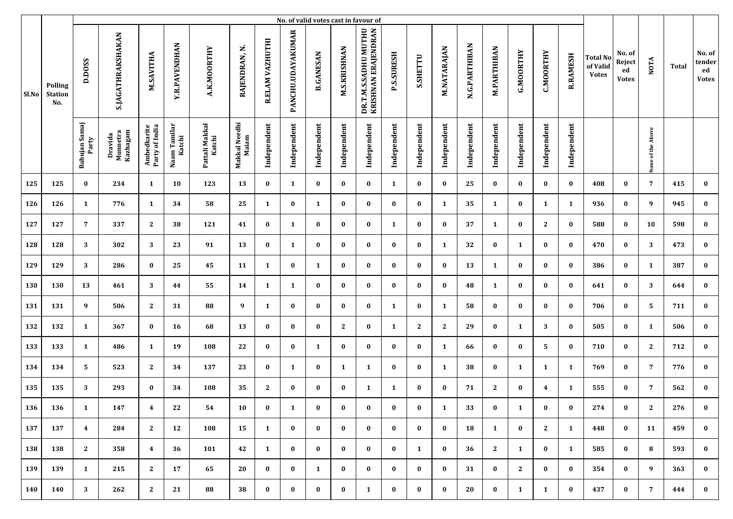| Sl.No | Polling Station No. | No. of valid votes cast in favour of | | | | | | | | | | | | | | | | | | | Total No of Valid Votes | No. of Rejected Votes | NOTA | Total | No. of tendered Votes |
|---|---|---|---|---|---|---|---|---|---|---|---|---|---|---|---|---|---|---|---|---|---|---|---|---|---|
| | | D.DOSS | S.JAGATHRAKSHAKAN | M.SAVITHA | Y.R.PAVENDHAN | A.K.MOORTHY | RAJENDRAN, N. | R.ELAM VAZHUTHI | PANCHU.UDAYAKUMAR | B.GANESAN | M.S.KRISHNAN | DR.T.M.S.SADHU MUTHU KRISHNAN ERAJENDRAN | P.S.SURESH | S.SHETTU | M.NATARAJAN | N.G.PARTHIBAN | M.PARTHIBAN | G.MOORTHY | C.MOORTHY | R.RAMESH | | | | | |
| | | Bahujan Samaj Party | Dravida Munnetra Kazhagam | Ambedkarite Party of India | Naam Tamilar Katchi | Pattali Makkal Katchi | Makkal Needhi Maiam | Independent | Independent | Independent | Independent | Independent | Independent | Independent | Independent | Independent | Independent | Independent | Independent | Independent | | | None of the Above | | |
| 125 | 125 | 0 | 234 | 1 | 10 | 123 | 13 | 0 | 1 | 0 | 0 | 0 | 1 | 0 | 0 | 25 | 0 | 0 | 0 | 0 | 408 | 0 | 7 | 415 | 0 |
| 126 | 126 | 1 | 776 | 1 | 34 | 58 | 25 | 1 | 0 | 1 | 0 | 0 | 0 | 0 | 1 | 35 | 1 | 0 | 1 | 1 | 936 | 0 | 9 | 945 | 0 |
| 127 | 127 | 7 | 337 | 2 | 38 | 121 | 41 | 0 | 1 | 0 | 0 | 0 | 1 | 0 | 0 | 37 | 1 | 0 | 2 | 0 | 588 | 0 | 10 | 598 | 0 |
| 128 | 128 | 3 | 302 | 3 | 23 | 91 | 13 | 0 | 1 | 0 | 0 | 0 | 0 | 0 | 1 | 32 | 0 | 1 | 0 | 0 | 470 | 0 | 3 | 473 | 0 |
| 129 | 129 | 3 | 286 | 0 | 25 | 45 | 11 | 1 | 0 | 1 | 0 | 0 | 0 | 0 | 0 | 13 | 1 | 0 | 0 | 0 | 386 | 0 | 1 | 387 | 0 |
| 130 | 130 | 13 | 461 | 3 | 44 | 55 | 14 | 1 | 1 | 0 | 0 | 0 | 0 | 0 | 0 | 48 | 1 | 0 | 0 | 0 | 641 | 0 | 3 | 644 | 0 |
| 131 | 131 | 9 | 506 | 2 | 31 | 88 | 9 | 1 | 0 | 0 | 0 | 0 | 1 | 0 | 1 | 58 | 0 | 0 | 0 | 0 | 706 | 0 | 5 | 711 | 0 |
| 132 | 132 | 1 | 367 | 0 | 16 | 68 | 13 | 0 | 0 | 0 | 2 | 0 | 1 | 2 | 2 | 29 | 0 | 1 | 3 | 0 | 505 | 0 | 1 | 506 | 0 |
| 133 | 133 | 1 | 486 | 1 | 19 | 108 | 22 | 0 | 0 | 1 | 0 | 0 | 0 | 0 | 1 | 66 | 0 | 0 | 5 | 0 | 710 | 0 | 2 | 712 | 0 |
| 134 | 134 | 5 | 523 | 2 | 34 | 137 | 23 | 0 | 1 | 0 | 1 | 1 | 0 | 0 | 1 | 38 | 0 | 1 | 1 | 1 | 769 | 0 | 7 | 776 | 0 |
| 135 | 135 | 3 | 293 | 0 | 34 | 108 | 35 | 2 | 0 | 0 | 0 | 1 | 1 | 0 | 0 | 71 | 2 | 0 | 4 | 1 | 555 | 0 | 7 | 562 | 0 |
| 136 | 136 | 1 | 147 | 4 | 22 | 54 | 10 | 0 | 1 | 0 | 0 | 0 | 0 | 0 | 1 | 33 | 0 | 1 | 0 | 0 | 274 | 0 | 2 | 276 | 0 |
| 137 | 137 | 4 | 284 | 2 | 12 | 108 | 15 | 1 | 0 | 0 | 0 | 0 | 0 | 0 | 0 | 18 | 1 | 0 | 2 | 1 | 448 | 0 | 11 | 459 | 0 |
| 138 | 138 | 2 | 358 | 4 | 36 | 101 | 42 | 1 | 0 | 0 | 0 | 0 | 0 | 1 | 0 | 36 | 2 | 1 | 0 | 1 | 585 | 0 | 8 | 593 | 0 |
| 139 | 139 | 1 | 215 | 2 | 17 | 65 | 20 | 0 | 0 | 1 | 0 | 0 | 0 | 0 | 0 | 31 | 0 | 2 | 0 | 0 | 354 | 0 | 9 | 363 | 0 |
| 140 | 140 | 3 | 262 | 2 | 21 | 88 | 38 | 0 | 0 | 0 | 0 | 1 | 0 | 0 | 0 | 20 | 0 | 1 | 1 | 0 | 437 | 0 | 7 | 444 | 0 |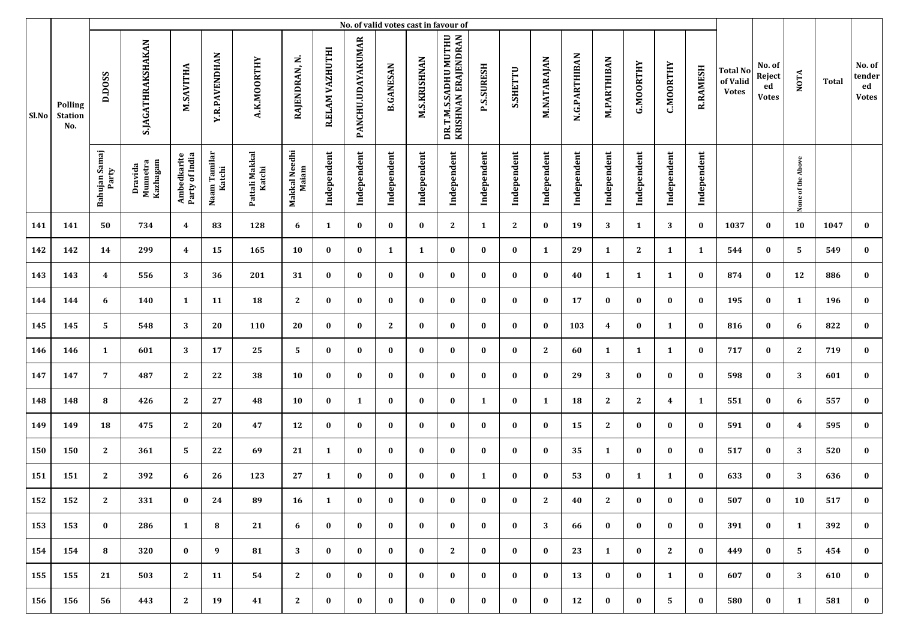| Sl.No | Polling Station No. | No. of valid votes cast in favour of | | | | | | | | | | | | | | | | | | | Total No of Valid Votes | No. of Rejected Votes | NOTA | Total | No. of tendered Votes |
|---|---|---|---|---|---|---|---|---|---|---|---|---|---|---|---|---|---|---|---|---|---|---|---|---|---|
| | | D.DOSS | S.JAGATHRAKSHAKAN | M.SAVITHA | Y.R.PAVENDHAN | A.K.MOORTHY | RAJENDRAN, N. | R.ELAM VAZHUTHI | PANCHU.UDAYAKUMAR | B.GANESAN | M.S.KRISHNAN | DR.T.M.S.SADHU MUTHU KRISHNAN ERAJENDRAN | P.S.SURESH | S.SHETTU | M.NATARAJAN | N.G.PARTHIBAN | M.PARTHIBAN | G.MOORTHY | C.MOORTHY | R.RAMESH | | | | | |
| | | Bahujan Samaj Party | Dravida Munnetra Kazhagam | Ambedkarite Party of India | Naam Tamilar Katchi | Pattali Makkal Katchi | Makkal Needhi Maiam | Independent | Independent | Independent | Independent | Independent | Independent | Independent | Independent | Independent | Independent | Independent | Independent | Independent | | | None of the Above | | |
| 141 | 141 | 50 | 734 | 4 | 83 | 128 | 6 | 1 | 0 | 0 | 0 | 2 | 1 | 2 | 0 | 19 | 3 | 1 | 3 | 0 | 1037 | 0 | 10 | 1047 | 0 |
| 142 | 142 | 14 | 299 | 4 | 15 | 165 | 10 | 0 | 0 | 1 | 1 | 0 | 0 | 0 | 1 | 29 | 1 | 2 | 1 | 1 | 544 | 0 | 5 | 549 | 0 |
| 143 | 143 | 4 | 556 | 3 | 36 | 201 | 31 | 0 | 0 | 0 | 0 | 0 | 0 | 0 | 0 | 40 | 1 | 1 | 1 | 0 | 874 | 0 | 12 | 886 | 0 |
| 144 | 144 | 6 | 140 | 1 | 11 | 18 | 2 | 0 | 0 | 0 | 0 | 0 | 0 | 0 | 0 | 17 | 0 | 0 | 0 | 0 | 195 | 0 | 1 | 196 | 0 |
| 145 | 145 | 5 | 548 | 3 | 20 | 110 | 20 | 0 | 0 | 2 | 0 | 0 | 0 | 0 | 0 | 103 | 4 | 0 | 1 | 0 | 816 | 0 | 6 | 822 | 0 |
| 146 | 146 | 1 | 601 | 3 | 17 | 25 | 5 | 0 | 0 | 0 | 0 | 0 | 0 | 0 | 2 | 60 | 1 | 1 | 1 | 0 | 717 | 0 | 2 | 719 | 0 |
| 147 | 147 | 7 | 487 | 2 | 22 | 38 | 10 | 0 | 0 | 0 | 0 | 0 | 0 | 0 | 0 | 29 | 3 | 0 | 0 | 0 | 598 | 0 | 3 | 601 | 0 |
| 148 | 148 | 8 | 426 | 2 | 27 | 48 | 10 | 0 | 1 | 0 | 0 | 0 | 1 | 0 | 1 | 18 | 2 | 2 | 4 | 1 | 551 | 0 | 6 | 557 | 0 |
| 149 | 149 | 18 | 475 | 2 | 20 | 47 | 12 | 0 | 0 | 0 | 0 | 0 | 0 | 0 | 0 | 15 | 2 | 0 | 0 | 0 | 591 | 0 | 4 | 595 | 0 |
| 150 | 150 | 2 | 361 | 5 | 22 | 69 | 21 | 1 | 0 | 0 | 0 | 0 | 0 | 0 | 0 | 35 | 1 | 0 | 0 | 0 | 517 | 0 | 3 | 520 | 0 |
| 151 | 151 | 2 | 392 | 6 | 26 | 123 | 27 | 1 | 0 | 0 | 0 | 0 | 1 | 0 | 0 | 53 | 0 | 1 | 1 | 0 | 633 | 0 | 3 | 636 | 0 |
| 152 | 152 | 2 | 331 | 0 | 24 | 89 | 16 | 1 | 0 | 0 | 0 | 0 | 0 | 0 | 2 | 40 | 2 | 0 | 0 | 0 | 507 | 0 | 10 | 517 | 0 |
| 153 | 153 | 0 | 286 | 1 | 8 | 21 | 6 | 0 | 0 | 0 | 0 | 0 | 0 | 0 | 3 | 66 | 0 | 0 | 0 | 0 | 391 | 0 | 1 | 392 | 0 |
| 154 | 154 | 8 | 320 | 0 | 9 | 81 | 3 | 0 | 0 | 0 | 0 | 2 | 0 | 0 | 0 | 23 | 1 | 0 | 2 | 0 | 449 | 0 | 5 | 454 | 0 |
| 155 | 155 | 21 | 503 | 2 | 11 | 54 | 2 | 0 | 0 | 0 | 0 | 0 | 0 | 0 | 0 | 13 | 0 | 0 | 1 | 0 | 607 | 0 | 3 | 610 | 0 |
| 156 | 156 | 56 | 443 | 2 | 19 | 41 | 2 | 0 | 0 | 0 | 0 | 0 | 0 | 0 | 0 | 12 | 0 | 0 | 5 | 0 | 580 | 0 | 1 | 581 | 0 |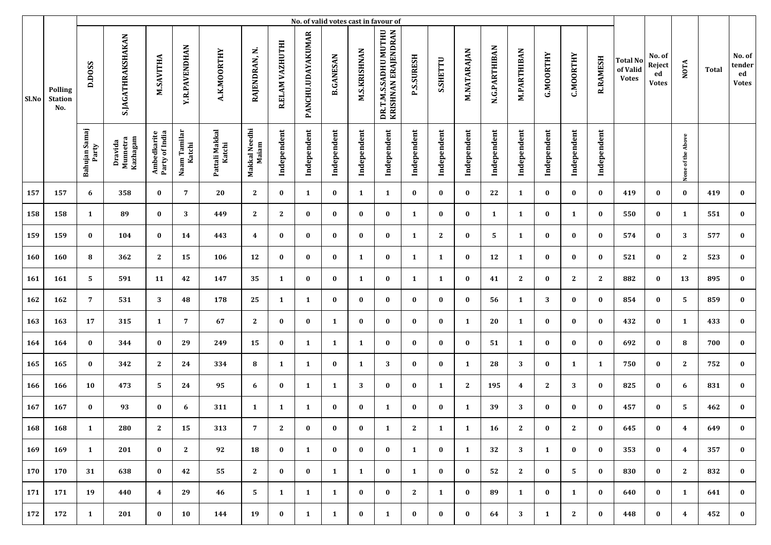| Sl.No | Polling Station No. | No. of valid votes cast in favour of | | | | | | | | | | | | | | | | | | | Total No of Valid Votes | No. of Rejected Votes | NOTA | Total | No. of tendered Votes |
|---|---|---|---|---|---|---|---|---|---|---|---|---|---|---|---|---|---|---|---|---|---|---|---|---|---|
| | | D.DOSS | S.JAGATHRAKSHAKAN | M.SAVITHA | Y.R.PAVENDHAN | A.K.MOORTHY | RAJENDRAN, N. | R.ELAM VAZHUTHI | PANCHU.UDAYAKUMAR | B.GANESAN | M.S.KRISHNAN | DR.T.M.S.SADHU MUTHU KRISHNAN ERAJENDRAN | P.S.SURESH | S.SHETTU | M.NATARAJAN | N.G.PARTHIBAN | M.PARTHIBAN | G.MOORTHY | C.MOORTHY | R.RAMESH | | | | | |
| | | Bahujan Samaj Party | Dravida Munnetra Kazhagam | Ambedkarite Party of India | Naam Tamilar Katchi | Pattali Makkal Katchi | Makkal Needhi Maiam | Independent | Independent | Independent | Independent | Independent | Independent | Independent | Independent | Independent | Independent | Independent | Independent | Independent | | | None of the Above | | |
| 157 | 157 | 6 | 358 | 0 | 7 | 20 | 2 | 0 | 1 | 0 | 1 | 1 | 0 | 0 | 0 | 22 | 1 | 0 | 0 | 0 | 419 | 0 | 0 | 419 | 0 |
| 158 | 158 | 1 | 89 | 0 | 3 | 449 | 2 | 2 | 0 | 0 | 0 | 0 | 1 | 0 | 0 | 1 | 1 | 0 | 1 | 0 | 550 | 0 | 1 | 551 | 0 |
| 159 | 159 | 0 | 104 | 0 | 14 | 443 | 4 | 0 | 0 | 0 | 0 | 0 | 1 | 2 | 0 | 5 | 1 | 0 | 0 | 0 | 574 | 0 | 3 | 577 | 0 |
| 160 | 160 | 8 | 362 | 2 | 15 | 106 | 12 | 0 | 0 | 0 | 1 | 0 | 1 | 1 | 0 | 12 | 1 | 0 | 0 | 0 | 521 | 0 | 2 | 523 | 0 |
| 161 | 161 | 5 | 591 | 11 | 42 | 147 | 35 | 1 | 0 | 0 | 1 | 0 | 1 | 1 | 0 | 41 | 2 | 0 | 2 | 2 | 882 | 0 | 13 | 895 | 0 |
| 162 | 162 | 7 | 531 | 3 | 48 | 178 | 25 | 1 | 1 | 0 | 0 | 0 | 0 | 0 | 0 | 56 | 1 | 3 | 0 | 0 | 854 | 0 | 5 | 859 | 0 |
| 163 | 163 | 17 | 315 | 1 | 7 | 67 | 2 | 0 | 0 | 1 | 0 | 0 | 0 | 0 | 1 | 20 | 1 | 0 | 0 | 0 | 432 | 0 | 1 | 433 | 0 |
| 164 | 164 | 0 | 344 | 0 | 29 | 249 | 15 | 0 | 1 | 1 | 1 | 0 | 0 | 0 | 0 | 51 | 1 | 0 | 0 | 0 | 692 | 0 | 8 | 700 | 0 |
| 165 | 165 | 0 | 342 | 2 | 24 | 334 | 8 | 1 | 1 | 0 | 1 | 3 | 0 | 0 | 1 | 28 | 3 | 0 | 1 | 1 | 750 | 0 | 2 | 752 | 0 |
| 166 | 166 | 10 | 473 | 5 | 24 | 95 | 6 | 0 | 1 | 1 | 3 | 0 | 0 | 1 | 2 | 195 | 4 | 2 | 3 | 0 | 825 | 0 | 6 | 831 | 0 |
| 167 | 167 | 0 | 93 | 0 | 6 | 311 | 1 | 1 | 1 | 0 | 0 | 1 | 0 | 0 | 1 | 39 | 3 | 0 | 0 | 0 | 457 | 0 | 5 | 462 | 0 |
| 168 | 168 | 1 | 280 | 2 | 15 | 313 | 7 | 2 | 0 | 0 | 0 | 1 | 2 | 1 | 1 | 16 | 2 | 0 | 2 | 0 | 645 | 0 | 4 | 649 | 0 |
| 169 | 169 | 1 | 201 | 0 | 2 | 92 | 18 | 0 | 1 | 0 | 0 | 0 | 1 | 0 | 1 | 32 | 3 | 1 | 0 | 0 | 353 | 0 | 4 | 357 | 0 |
| 170 | 170 | 31 | 638 | 0 | 42 | 55 | 2 | 0 | 0 | 1 | 1 | 0 | 1 | 0 | 0 | 52 | 2 | 0 | 5 | 0 | 830 | 0 | 2 | 832 | 0 |
| 171 | 171 | 19 | 440 | 4 | 29 | 46 | 5 | 1 | 1 | 1 | 0 | 0 | 2 | 1 | 0 | 89 | 1 | 0 | 1 | 0 | 640 | 0 | 1 | 641 | 0 |
| 172 | 172 | 1 | 201 | 0 | 10 | 144 | 19 | 0 | 1 | 1 | 0 | 1 | 0 | 0 | 0 | 64 | 3 | 1 | 2 | 0 | 448 | 0 | 4 | 452 | 0 |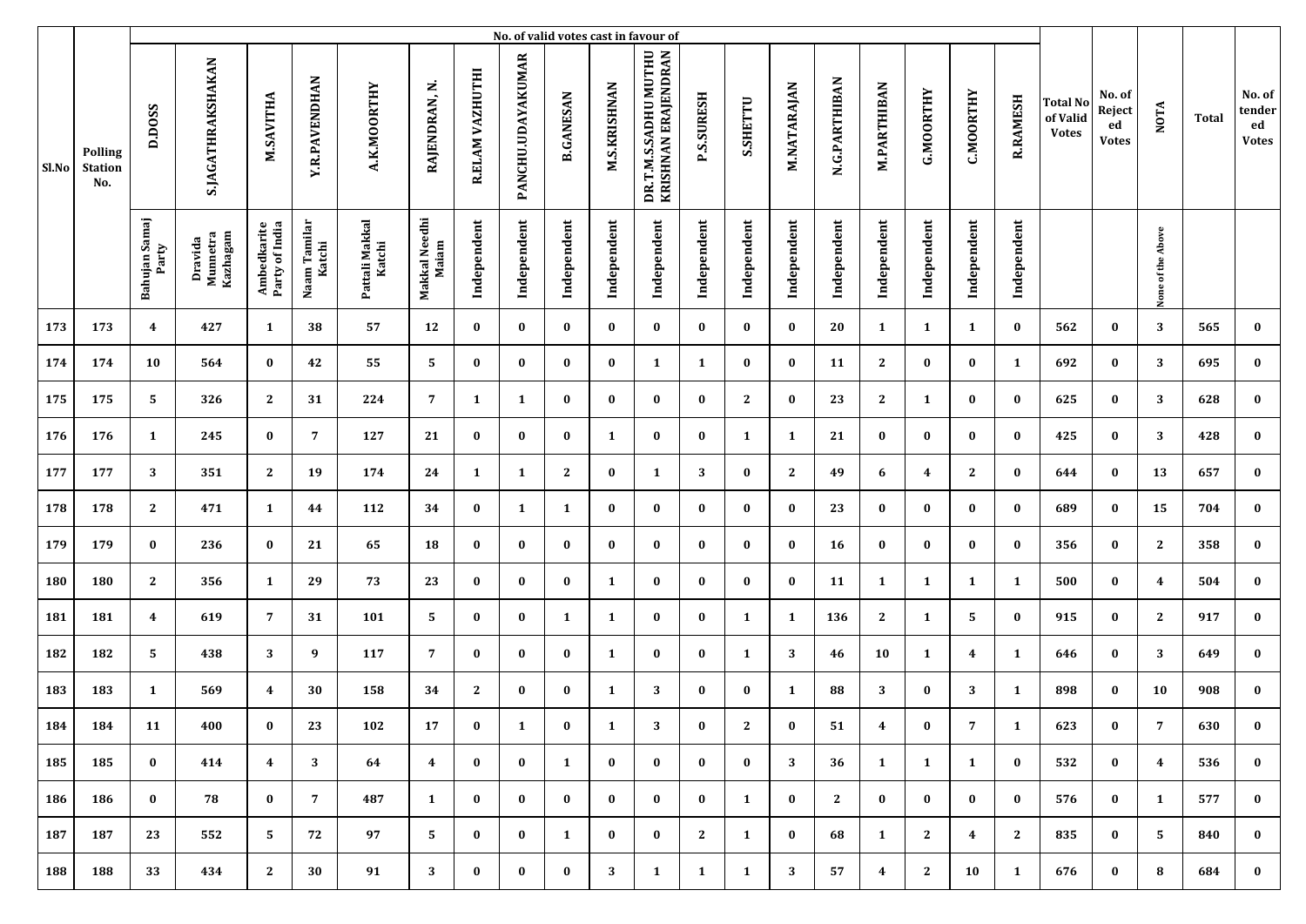| Sl.No | Polling Station No. | No. of valid votes cast in favour of | | | | | | | | | | | | | | | | | | | Total No of Valid Votes | No. of Rejected Votes | NOTA | Total | No. of tendered Votes |
|---|---|---|---|---|---|---|---|---|---|---|---|---|---|---|---|---|---|---|---|---|---|---|---|---|---|
| | | D.DOSS | S.JAGATHRAKSHAKAN | M.SAVITHA | Y.R.PAVENDHAN | A.K.MOORTHY | RAJENDRAN, N. | R.ELAM VAZHUTHI | PANCHU.UDAYAKUMAR | B.GANESAN | M.S.KRISHNAN | DR.T.M.S.SADHU MUTHU KRISHNAN ERAJENDRAN | P.S.SURESH | S.SHETTU | M.NATARAJAN | N.G.PARTHIBAN | M.PARTHIBAN | G.MOORTHY | C.MOORTHY | R.RAMESH | | | | | |
| | | Bahujan Samaj Party | Dravida Munnetra Kazhagam | Ambedkarite Party of India | Naam Tamilar Katchi | Pattali Makkal Katchi | Makkal Needhi Maiam | Independent | Independent | Independent | Independent | Independent | Independent | Independent | Independent | Independent | Independent | Independent | Independent | Independent | | | None of the Above | | |
| 173 | 173 | 4 | 427 | 1 | 38 | 57 | 12 | 0 | 0 | 0 | 0 | 0 | 0 | 0 | 0 | 20 | 1 | 1 | 1 | 0 | 562 | 0 | 3 | 565 | 0 |
| 174 | 174 | 10 | 564 | 0 | 42 | 55 | 5 | 0 | 0 | 0 | 0 | 1 | 1 | 0 | 0 | 11 | 2 | 0 | 0 | 1 | 692 | 0 | 3 | 695 | 0 |
| 175 | 175 | 5 | 326 | 2 | 31 | 224 | 7 | 1 | 1 | 0 | 0 | 0 | 0 | 2 | 0 | 23 | 2 | 1 | 0 | 0 | 625 | 0 | 3 | 628 | 0 |
| 176 | 176 | 1 | 245 | 0 | 7 | 127 | 21 | 0 | 0 | 0 | 1 | 0 | 0 | 1 | 1 | 21 | 0 | 0 | 0 | 0 | 425 | 0 | 3 | 428 | 0 |
| 177 | 177 | 3 | 351 | 2 | 19 | 174 | 24 | 1 | 1 | 2 | 0 | 1 | 3 | 0 | 2 | 49 | 6 | 4 | 2 | 0 | 644 | 0 | 13 | 657 | 0 |
| 178 | 178 | 2 | 471 | 1 | 44 | 112 | 34 | 0 | 1 | 1 | 0 | 0 | 0 | 0 | 0 | 23 | 0 | 0 | 0 | 0 | 689 | 0 | 15 | 704 | 0 |
| 179 | 179 | 0 | 236 | 0 | 21 | 65 | 18 | 0 | 0 | 0 | 0 | 0 | 0 | 0 | 0 | 16 | 0 | 0 | 0 | 0 | 356 | 0 | 2 | 358 | 0 |
| 180 | 180 | 2 | 356 | 1 | 29 | 73 | 23 | 0 | 0 | 0 | 1 | 0 | 0 | 0 | 0 | 11 | 1 | 1 | 1 | 1 | 500 | 0 | 4 | 504 | 0 |
| 181 | 181 | 4 | 619 | 7 | 31 | 101 | 5 | 0 | 0 | 1 | 1 | 0 | 0 | 1 | 1 | 136 | 2 | 1 | 5 | 0 | 915 | 0 | 2 | 917 | 0 |
| 182 | 182 | 5 | 438 | 3 | 9 | 117 | 7 | 0 | 0 | 0 | 1 | 0 | 0 | 1 | 3 | 46 | 10 | 1 | 4 | 1 | 646 | 0 | 3 | 649 | 0 |
| 183 | 183 | 1 | 569 | 4 | 30 | 158 | 34 | 2 | 0 | 0 | 1 | 3 | 0 | 0 | 1 | 88 | 3 | 0 | 3 | 1 | 898 | 0 | 10 | 908 | 0 |
| 184 | 184 | 11 | 400 | 0 | 23 | 102 | 17 | 0 | 1 | 0 | 1 | 3 | 0 | 2 | 0 | 51 | 4 | 0 | 7 | 1 | 623 | 0 | 7 | 630 | 0 |
| 185 | 185 | 0 | 414 | 4 | 3 | 64 | 4 | 0 | 0 | 1 | 0 | 0 | 0 | 0 | 3 | 36 | 1 | 1 | 1 | 0 | 532 | 0 | 4 | 536 | 0 |
| 186 | 186 | 0 | 78 | 0 | 7 | 487 | 1 | 0 | 0 | 0 | 0 | 0 | 0 | 1 | 0 | 2 | 0 | 0 | 0 | 0 | 576 | 0 | 1 | 577 | 0 |
| 187 | 187 | 23 | 552 | 5 | 72 | 97 | 5 | 0 | 0 | 1 | 0 | 0 | 2 | 1 | 0 | 68 | 1 | 2 | 4 | 2 | 835 | 0 | 5 | 840 | 0 |
| 188 | 188 | 33 | 434 | 2 | 30 | 91 | 3 | 0 | 0 | 0 | 3 | 1 | 1 | 1 | 3 | 57 | 4 | 2 | 10 | 1 | 676 | 0 | 8 | 684 | 0 |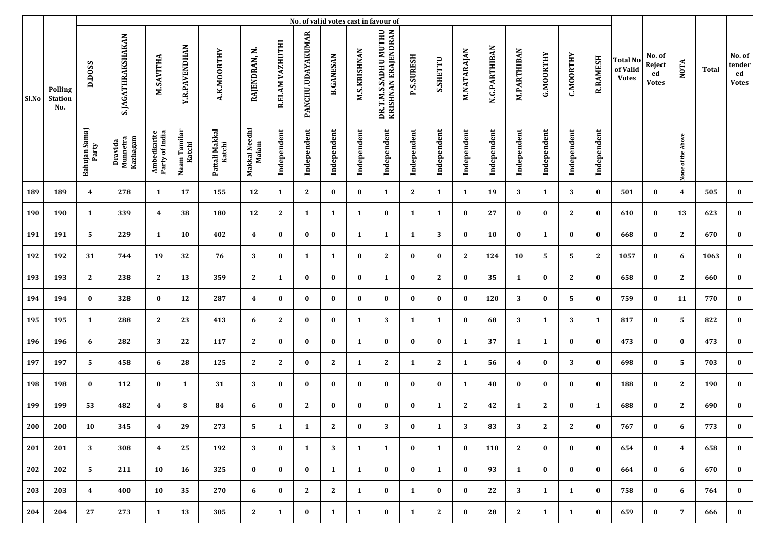| Sl.No | Polling Station No. | No. of valid votes cast in favour of | | | | | | | | | | | | | | | | | | | Total No of Valid Votes | No. of Rejected Votes | NOTA | Total | No. of tendered Votes |
|---|---|---|---|---|---|---|---|---|---|---|---|---|---|---|---|---|---|---|---|---|---|---|---|---|---|
| | | D.DOSS | S.JAGATHRAKSHAKAN | M.SAVITHA | Y.R.PAVENDHAN | A.K.MOORTHY | RAJENDRAN, N. | R.ELAM VAZHUTHI | PANCHU.UDAYAKUMAR | B.GANESAN | M.S.KRISHNAN | DR.T.M.S.SADHU MUTHU KRISHNAN ERAJENDRAN | P.S.SURESH | S.SHETTU | M.NATARAJAN | N.G.PARTHIBAN | M.PARTHIBAN | G.MOORTHY | C.MOORTHY | R.RAMESH | | | | | |
| | | Bahujan Samaj Party | Dravida Munnetra Kazhagam | Ambedkarite Party of India | Naam Tamilar Katchi | Pattali Makkal Katchi | Makkal Needhi Maiam | Independent | Independent | Independent | Independent | Independent | Independent | Independent | Independent | Independent | Independent | Independent | Independent | Independent | | | None of the Above | | |
| 189 | 189 | 4 | 278 | 1 | 17 | 155 | 12 | 1 | 2 | 0 | 0 | 1 | 2 | 1 | 1 | 19 | 3 | 1 | 3 | 0 | 501 | 0 | 4 | 505 | 0 |
| 190 | 190 | 1 | 339 | 4 | 38 | 180 | 12 | 2 | 1 | 1 | 1 | 0 | 1 | 1 | 0 | 27 | 0 | 0 | 2 | 0 | 610 | 0 | 13 | 623 | 0 |
| 191 | 191 | 5 | 229 | 1 | 10 | 402 | 4 | 0 | 0 | 0 | 1 | 1 | 1 | 3 | 0 | 10 | 0 | 1 | 0 | 0 | 668 | 0 | 2 | 670 | 0 |
| 192 | 192 | 31 | 744 | 19 | 32 | 76 | 3 | 0 | 1 | 1 | 0 | 2 | 0 | 0 | 2 | 124 | 10 | 5 | 5 | 2 | 1057 | 0 | 6 | 1063 | 0 |
| 193 | 193 | 2 | 238 | 2 | 13 | 359 | 2 | 1 | 0 | 0 | 0 | 1 | 0 | 2 | 0 | 35 | 1 | 0 | 2 | 0 | 658 | 0 | 2 | 660 | 0 |
| 194 | 194 | 0 | 328 | 0 | 12 | 287 | 4 | 0 | 0 | 0 | 0 | 0 | 0 | 0 | 0 | 120 | 3 | 0 | 5 | 0 | 759 | 0 | 11 | 770 | 0 |
| 195 | 195 | 1 | 288 | 2 | 23 | 413 | 6 | 2 | 0 | 0 | 1 | 3 | 1 | 1 | 0 | 68 | 3 | 1 | 3 | 1 | 817 | 0 | 5 | 822 | 0 |
| 196 | 196 | 6 | 282 | 3 | 22 | 117 | 2 | 0 | 0 | 0 | 1 | 0 | 0 | 0 | 1 | 37 | 1 | 1 | 0 | 0 | 473 | 0 | 0 | 473 | 0 |
| 197 | 197 | 5 | 458 | 6 | 28 | 125 | 2 | 2 | 0 | 2 | 1 | 2 | 1 | 2 | 1 | 56 | 4 | 0 | 3 | 0 | 698 | 0 | 5 | 703 | 0 |
| 198 | 198 | 0 | 112 | 0 | 1 | 31 | 3 | 0 | 0 | 0 | 0 | 0 | 0 | 0 | 1 | 40 | 0 | 0 | 0 | 0 | 188 | 0 | 2 | 190 | 0 |
| 199 | 199 | 53 | 482 | 4 | 8 | 84 | 6 | 0 | 2 | 0 | 0 | 0 | 0 | 1 | 2 | 42 | 1 | 2 | 0 | 1 | 688 | 0 | 2 | 690 | 0 |
| 200 | 200 | 10 | 345 | 4 | 29 | 273 | 5 | 1 | 1 | 2 | 0 | 3 | 0 | 1 | 3 | 83 | 3 | 2 | 2 | 0 | 767 | 0 | 6 | 773 | 0 |
| 201 | 201 | 3 | 308 | 4 | 25 | 192 | 3 | 0 | 1 | 3 | 1 | 1 | 0 | 1 | 0 | 110 | 2 | 0 | 0 | 0 | 654 | 0 | 4 | 658 | 0 |
| 202 | 202 | 5 | 211 | 10 | 16 | 325 | 0 | 0 | 0 | 1 | 1 | 0 | 0 | 1 | 0 | 93 | 1 | 0 | 0 | 0 | 664 | 0 | 6 | 670 | 0 |
| 203 | 203 | 4 | 400 | 10 | 35 | 270 | 6 | 0 | 2 | 2 | 1 | 0 | 1 | 0 | 0 | 22 | 3 | 1 | 1 | 0 | 758 | 0 | 6 | 764 | 0 |
| 204 | 204 | 27 | 273 | 1 | 13 | 305 | 2 | 1 | 0 | 1 | 1 | 0 | 1 | 2 | 0 | 28 | 2 | 1 | 1 | 0 | 659 | 0 | 7 | 666 | 0 |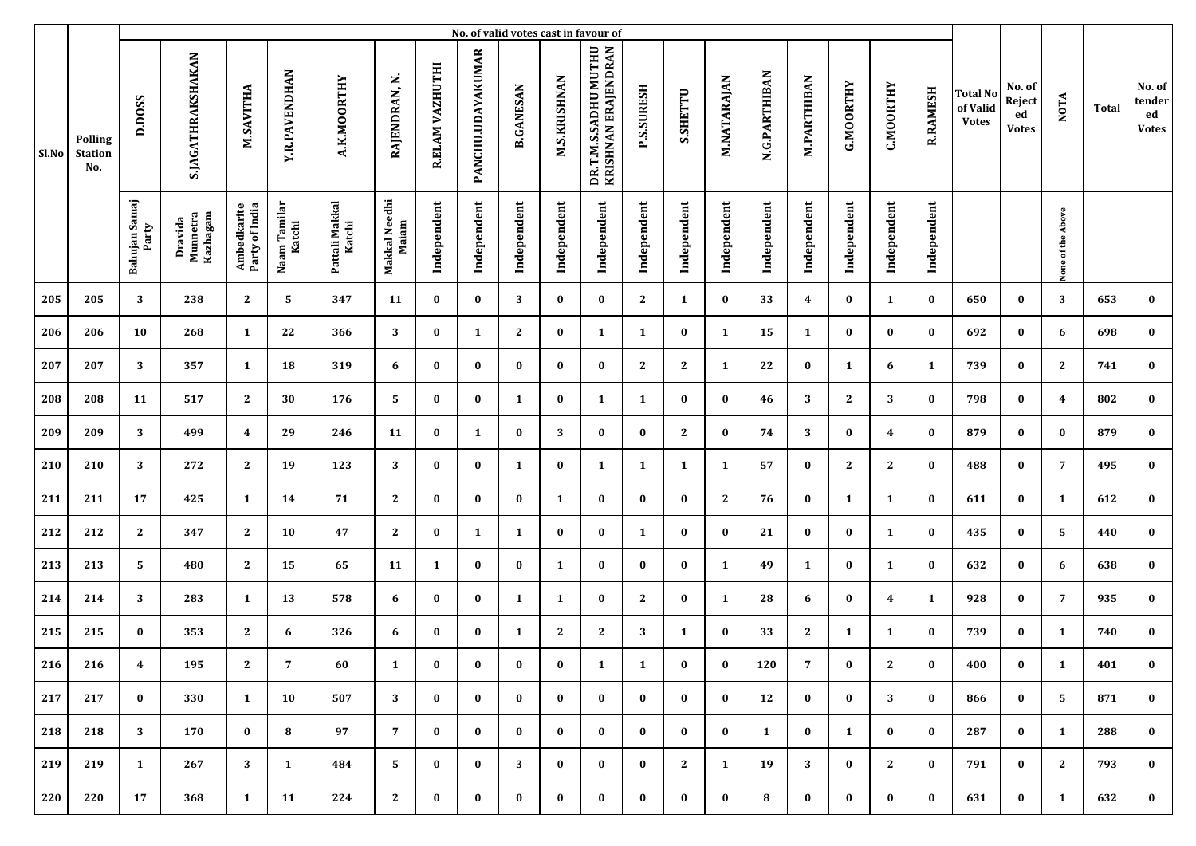| Sl.No | Polling Station No. | No. of valid votes cast in favour of | | | | | | | | | | | | | | | | | | | Total No of Valid Votes | No. of Rejected Votes | NOTA | Total | No. of tendered Votes |
|---|---|---|---|---|---|---|---|---|---|---|---|---|---|---|---|---|---|---|---|---|---|---|---|---|---|
| | | D.DOSS | S.JAGATHRAKSHAKAN | M.SAVITHA | Y.R.PAVENDHAN | A.K.MOORTHY | RAJENDRAN, N. | R.ELAM VAZHUTHI | PANCHU.UDAYAKUMAR | B.GANESAN | M.S.KRISHNAN | DR.T.M.S.SADHU MUTHU KRISHNAN ERAJENDRAN | P.S.SURESH | S.SHETTU | M.NATARAJAN | N.G.PARTHIBAN | M.PARTHIBAN | G.MOORTHY | C.MOORTHY | R.RAMESH | | | | | |
| | | Bahujan Samaj Party | Dravida Munnetra Kazhagam | Ambedkarite Party of India | Naam Tamilar Katchi | Pattali Makkal Katchi | Makkal Needhi Maiam | Independent | Independent | Independent | Independent | Independent | Independent | Independent | Independent | Independent | Independent | Independent | Independent | Independent | | | None of the Above | | |
| 205 | 205 | 3 | 238 | 2 | 5 | 347 | 11 | 0 | 0 | 3 | 0 | 0 | 2 | 1 | 0 | 33 | 4 | 0 | 1 | 0 | 650 | 0 | 3 | 653 | 0 |
| 206 | 206 | 10 | 268 | 1 | 22 | 366 | 3 | 0 | 1 | 2 | 0 | 1 | 1 | 0 | 1 | 15 | 1 | 0 | 0 | 0 | 692 | 0 | 6 | 698 | 0 |
| 207 | 207 | 3 | 357 | 1 | 18 | 319 | 6 | 0 | 0 | 0 | 0 | 0 | 2 | 2 | 1 | 22 | 0 | 1 | 6 | 1 | 739 | 0 | 2 | 741 | 0 |
| 208 | 208 | 11 | 517 | 2 | 30 | 176 | 5 | 0 | 0 | 1 | 0 | 1 | 1 | 0 | 0 | 46 | 3 | 2 | 3 | 0 | 798 | 0 | 4 | 802 | 0 |
| 209 | 209 | 3 | 499 | 4 | 29 | 246 | 11 | 0 | 1 | 0 | 3 | 0 | 0 | 2 | 0 | 74 | 3 | 0 | 4 | 0 | 879 | 0 | 0 | 879 | 0 |
| 210 | 210 | 3 | 272 | 2 | 19 | 123 | 3 | 0 | 0 | 1 | 0 | 1 | 1 | 1 | 1 | 57 | 0 | 2 | 2 | 0 | 488 | 0 | 7 | 495 | 0 |
| 211 | 211 | 17 | 425 | 1 | 14 | 71 | 2 | 0 | 0 | 0 | 1 | 0 | 0 | 0 | 2 | 76 | 0 | 1 | 1 | 0 | 611 | 0 | 1 | 612 | 0 |
| 212 | 212 | 2 | 347 | 2 | 10 | 47 | 2 | 0 | 1 | 1 | 0 | 0 | 1 | 0 | 0 | 21 | 0 | 0 | 1 | 0 | 435 | 0 | 5 | 440 | 0 |
| 213 | 213 | 5 | 480 | 2 | 15 | 65 | 11 | 1 | 0 | 0 | 1 | 0 | 0 | 0 | 1 | 49 | 1 | 0 | 1 | 0 | 632 | 0 | 6 | 638 | 0 |
| 214 | 214 | 3 | 283 | 1 | 13 | 578 | 6 | 0 | 0 | 1 | 1 | 0 | 2 | 0 | 1 | 28 | 6 | 0 | 4 | 1 | 928 | 0 | 7 | 935 | 0 |
| 215 | 215 | 0 | 353 | 2 | 6 | 326 | 6 | 0 | 0 | 1 | 2 | 2 | 3 | 1 | 0 | 33 | 2 | 1 | 1 | 0 | 739 | 0 | 1 | 740 | 0 |
| 216 | 216 | 4 | 195 | 2 | 7 | 60 | 1 | 0 | 0 | 0 | 0 | 1 | 1 | 0 | 0 | 120 | 7 | 0 | 2 | 0 | 400 | 0 | 1 | 401 | 0 |
| 217 | 217 | 0 | 330 | 1 | 10 | 507 | 3 | 0 | 0 | 0 | 0 | 0 | 0 | 0 | 0 | 12 | 0 | 0 | 3 | 0 | 866 | 0 | 5 | 871 | 0 |
| 218 | 218 | 3 | 170 | 0 | 8 | 97 | 7 | 0 | 0 | 0 | 0 | 0 | 0 | 0 | 0 | 1 | 0 | 1 | 0 | 0 | 287 | 0 | 1 | 288 | 0 |
| 219 | 219 | 1 | 267 | 3 | 1 | 484 | 5 | 0 | 0 | 3 | 0 | 0 | 0 | 2 | 1 | 19 | 3 | 0 | 2 | 0 | 791 | 0 | 2 | 793 | 0 |
| 220 | 220 | 17 | 368 | 1 | 11 | 224 | 2 | 0 | 0 | 0 | 0 | 0 | 0 | 0 | 0 | 8 | 0 | 0 | 0 | 0 | 631 | 0 | 1 | 632 | 0 |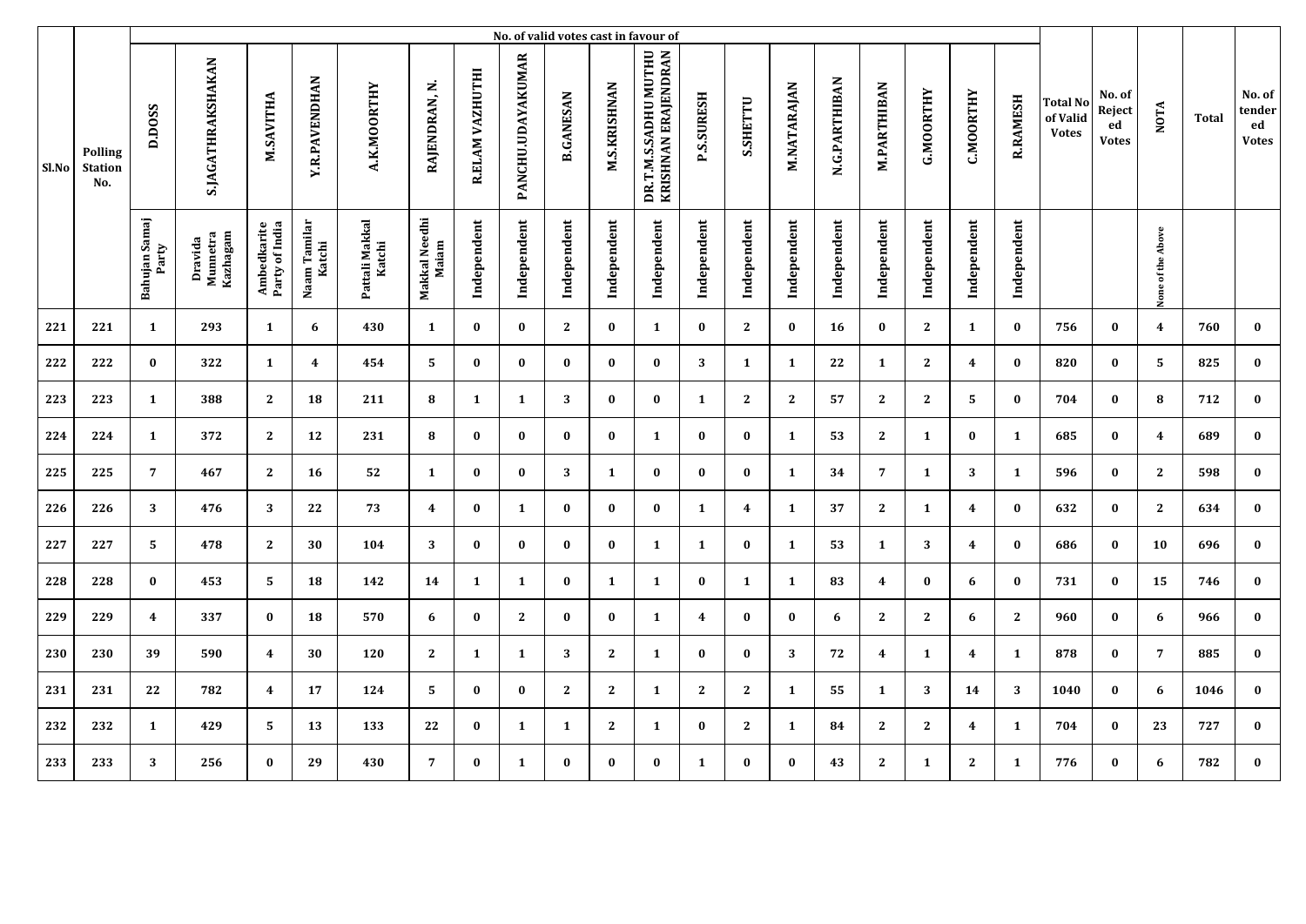| Sl.No | Polling Station No. | No. of valid votes cast in favour of | | | | | | | | | | | | | | | | | | | Total No of Valid Votes | No. of Rejected Votes | NOTA | Total | No. of tendered Votes |
|---|---|---|---|---|---|---|---|---|---|---|---|---|---|---|---|---|---|---|---|---|---|---|---|---|---|
| | | D.DOSS | S.JAGATHRAKSHAKAN | M.SAVITHA | Y.R.PAVENDHAN | A.K.MOORTHY | RAJENDRAN, N. | R.ELAM VAZHUTHI | PANCHU.UDAYAKUMAR | B.GANESAN | M.S.KRISHNAN | DR.T.M.S.SADHU MUTHU KRISHNAN ERAJENDRAN | P.S.SURESH | S.SHETTU | M.NATARAJAN | N.G.PARTHIBAN | M.PARTHIBAN | G.MOORTHY | C.MOORTHY | R.RAMESH | | | | | |
| | | Bahujan Samaj Party | Dravida Munnetra Kazhagam | Ambedkarite Party of India | Naam Tamilar Katchi | Pattali Makkal Katchi | Makkal Needhi Maiam | Independent | Independent | Independent | Independent | Independent | Independent | Independent | Independent | Independent | Independent | Independent | Independent | Independent | | | None of the Above | | |
| 221 | 221 | 1 | 293 | 1 | 6 | 430 | 1 | 0 | 0 | 2 | 0 | 1 | 0 | 2 | 0 | 16 | 0 | 2 | 1 | 0 | 756 | 0 | 4 | 760 | 0 |
| 222 | 222 | 0 | 322 | 1 | 4 | 454 | 5 | 0 | 0 | 0 | 0 | 0 | 3 | 1 | 1 | 22 | 1 | 2 | 4 | 0 | 820 | 0 | 5 | 825 | 0 |
| 223 | 223 | 1 | 388 | 2 | 18 | 211 | 8 | 1 | 1 | 3 | 0 | 0 | 1 | 2 | 2 | 57 | 2 | 2 | 5 | 0 | 704 | 0 | 8 | 712 | 0 |
| 224 | 224 | 1 | 372 | 2 | 12 | 231 | 8 | 0 | 0 | 0 | 0 | 1 | 0 | 0 | 1 | 53 | 2 | 1 | 0 | 1 | 685 | 0 | 4 | 689 | 0 |
| 225 | 225 | 7 | 467 | 2 | 16 | 52 | 1 | 0 | 0 | 3 | 1 | 0 | 0 | 0 | 1 | 34 | 7 | 1 | 3 | 1 | 596 | 0 | 2 | 598 | 0 |
| 226 | 226 | 3 | 476 | 3 | 22 | 73 | 4 | 0 | 1 | 0 | 0 | 0 | 1 | 4 | 1 | 37 | 2 | 1 | 4 | 0 | 632 | 0 | 2 | 634 | 0 |
| 227 | 227 | 5 | 478 | 2 | 30 | 104 | 3 | 0 | 0 | 0 | 0 | 1 | 1 | 0 | 1 | 53 | 1 | 3 | 4 | 0 | 686 | 0 | 10 | 696 | 0 |
| 228 | 228 | 0 | 453 | 5 | 18 | 142 | 14 | 1 | 1 | 0 | 1 | 1 | 0 | 1 | 1 | 83 | 4 | 0 | 6 | 0 | 731 | 0 | 15 | 746 | 0 |
| 229 | 229 | 4 | 337 | 0 | 18 | 570 | 6 | 0 | 2 | 0 | 0 | 1 | 4 | 0 | 0 | 6 | 2 | 2 | 6 | 2 | 960 | 0 | 6 | 966 | 0 |
| 230 | 230 | 39 | 590 | 4 | 30 | 120 | 2 | 1 | 1 | 3 | 2 | 1 | 0 | 0 | 3 | 72 | 4 | 1 | 4 | 1 | 878 | 0 | 7 | 885 | 0 |
| 231 | 231 | 22 | 782 | 4 | 17 | 124 | 5 | 0 | 0 | 2 | 2 | 1 | 2 | 2 | 1 | 55 | 1 | 3 | 14 | 3 | 1040 | 0 | 6 | 1046 | 0 |
| 232 | 232 | 1 | 429 | 5 | 13 | 133 | 22 | 0 | 1 | 1 | 2 | 1 | 0 | 2 | 1 | 84 | 2 | 2 | 4 | 1 | 704 | 0 | 23 | 727 | 0 |
| 233 | 233 | 3 | 256 | 0 | 29 | 430 | 7 | 0 | 1 | 0 | 0 | 0 | 1 | 0 | 0 | 43 | 2 | 1 | 2 | 1 | 776 | 0 | 6 | 782 | 0 |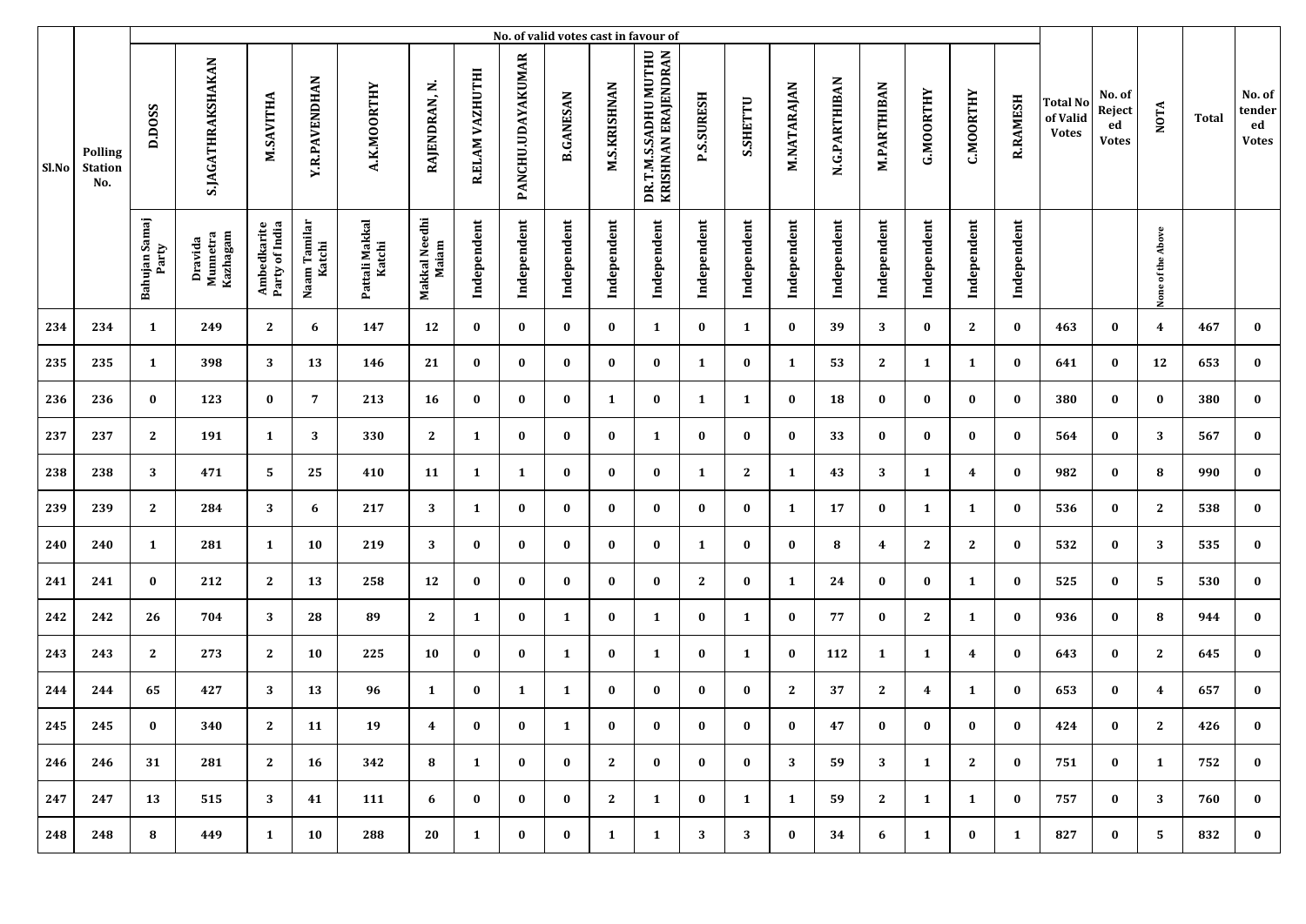| Sl.No | Polling Station No. | No. of valid votes cast in favour of | | | | | | | | | | | | | | | | | | | Total No of Valid Votes | No. of Rejected Votes | NOTA | Total | No. of tendered Votes |
|---|---|---|---|---|---|---|---|---|---|---|---|---|---|---|---|---|---|---|---|---|---|---|---|---|---|
| | | D.DOSS | S.JAGATHRAKSHAKAN | M.SAVITHA | Y.R.PAVENDHAN | A.K.MOORTHY | RAJENDRAN, N. | R.ELAM VAZHUTHI | PANCHU.UDAYAKUMAR | B.GANESAN | M.S.KRISHNAN | DR.T.M.S.SADHU MUTHU KRISHNAN ERAJENDRAN | P.S.SURESH | S.SHETTU | M.NATARAJAN | N.G.PARTHIBAN | M.PARTHIBAN | G.MOORTHY | C.MOORTHY | R.RAMESH | | | | | |
| | | Bahujan Samaj Party | Dravida Munnetra Kazhagam | Ambedkarite Party of India | Naam Tamilar Katchi | Pattali Makkal Katchi | Makkal Needhi Maiam | Independent | Independent | Independent | Independent | Independent | Independent | Independent | Independent | Independent | Independent | Independent | Independent | Independent | | | None of the Above | | |
| 234 | 234 | 1 | 249 | 2 | 6 | 147 | 12 | 0 | 0 | 0 | 0 | 1 | 0 | 1 | 0 | 39 | 3 | 0 | 2 | 0 | 463 | 0 | 4 | 467 | 0 |
| 235 | 235 | 1 | 398 | 3 | 13 | 146 | 21 | 0 | 0 | 0 | 0 | 0 | 1 | 0 | 1 | 53 | 2 | 1 | 1 | 0 | 641 | 0 | 12 | 653 | 0 |
| 236 | 236 | 0 | 123 | 0 | 7 | 213 | 16 | 0 | 0 | 0 | 1 | 0 | 1 | 1 | 0 | 18 | 0 | 0 | 0 | 0 | 380 | 0 | 0 | 380 | 0 |
| 237 | 237 | 2 | 191 | 1 | 3 | 330 | 2 | 1 | 0 | 0 | 0 | 1 | 0 | 0 | 0 | 33 | 0 | 0 | 0 | 0 | 564 | 0 | 3 | 567 | 0 |
| 238 | 238 | 3 | 471 | 5 | 25 | 410 | 11 | 1 | 1 | 0 | 0 | 0 | 1 | 2 | 1 | 43 | 3 | 1 | 4 | 0 | 982 | 0 | 8 | 990 | 0 |
| 239 | 239 | 2 | 284 | 3 | 6 | 217 | 3 | 1 | 0 | 0 | 0 | 0 | 0 | 0 | 1 | 17 | 0 | 1 | 1 | 0 | 536 | 0 | 2 | 538 | 0 |
| 240 | 240 | 1 | 281 | 1 | 10 | 219 | 3 | 0 | 0 | 0 | 0 | 0 | 1 | 0 | 0 | 8 | 4 | 2 | 2 | 0 | 532 | 0 | 3 | 535 | 0 |
| 241 | 241 | 0 | 212 | 2 | 13 | 258 | 12 | 0 | 0 | 0 | 0 | 0 | 2 | 0 | 1 | 24 | 0 | 0 | 1 | 0 | 525 | 0 | 5 | 530 | 0 |
| 242 | 242 | 26 | 704 | 3 | 28 | 89 | 2 | 1 | 0 | 1 | 0 | 1 | 0 | 1 | 0 | 77 | 0 | 2 | 1 | 0 | 936 | 0 | 8 | 944 | 0 |
| 243 | 243 | 2 | 273 | 2 | 10 | 225 | 10 | 0 | 0 | 1 | 0 | 1 | 0 | 1 | 0 | 112 | 1 | 1 | 4 | 0 | 643 | 0 | 2 | 645 | 0 |
| 244 | 244 | 65 | 427 | 3 | 13 | 96 | 1 | 0 | 1 | 1 | 0 | 0 | 0 | 0 | 2 | 37 | 2 | 4 | 1 | 0 | 653 | 0 | 4 | 657 | 0 |
| 245 | 245 | 0 | 340 | 2 | 11 | 19 | 4 | 0 | 0 | 1 | 0 | 0 | 0 | 0 | 0 | 47 | 0 | 0 | 0 | 0 | 424 | 0 | 2 | 426 | 0 |
| 246 | 246 | 31 | 281 | 2 | 16 | 342 | 8 | 1 | 0 | 0 | 2 | 0 | 0 | 0 | 3 | 59 | 3 | 1 | 2 | 0 | 751 | 0 | 1 | 752 | 0 |
| 247 | 247 | 13 | 515 | 3 | 41 | 111 | 6 | 0 | 0 | 0 | 2 | 1 | 0 | 1 | 1 | 59 | 2 | 1 | 1 | 0 | 757 | 0 | 3 | 760 | 0 |
| 248 | 248 | 8 | 449 | 1 | 10 | 288 | 20 | 1 | 0 | 0 | 1 | 1 | 3 | 3 | 0 | 34 | 6 | 1 | 0 | 1 | 827 | 0 | 5 | 832 | 0 |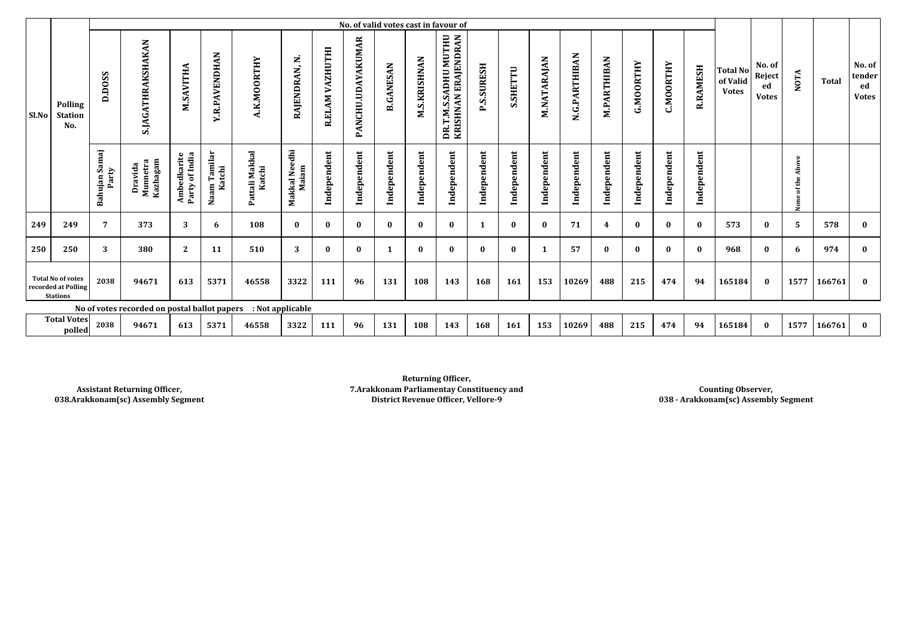| Sl.No | Polling Station No. | No. of valid votes cast in favour of | | | | | | | | | | | | | | | | | | | Total No of Valid Votes | No. of Rejected Votes | NOTA | Total | No. of tendered Votes |
|---|---|---|---|---|---|---|---|---|---|---|---|---|---|---|---|---|---|---|---|---|---|---|---|---|---|
| | | D.DOSS | S.JAGATHRAKSHAKAN | M.SAVITHA | Y.R.PAVENDHAN | A.K.MOORTHY | RAJENDRAN, N. | R.ELAM VAZHUTHI | PANCHU.UDAYAKUMAR | B.GANESAN | M.S.KRISHNAN | DR.T.M.S.SADHU MUTHU KRISHNAN ERAJENDRAN | P.S.SURESH | S.SHETTU | M.NATARAJAN | N.G.PARTHIBAN | M.PARTHIBAN | G.MOORTHY | C.MOORTHY | R.RAMESH | | | | | |
| | | Bahujan Samaj Party | Dravida Munnetra Kazhagam | Ambedkarite Party of India | Naam Tamilar Katchi | Pattali Makkal Katchi | Makkal Needhi Maiam | Independent | Independent | Independent | Independent | Independent | Independent | Independent | Independent | Independent | Independent | Independent | Independent | Independent | | | None of the Above | | |
| 249 | 249 | 7 | 373 | 3 | 6 | 108 | 0 | 0 | 0 | 0 | 0 | 0 | 1 | 0 | 0 | 71 | 4 | 0 | 0 | 0 | 573 | 0 | 5 | 578 | 0 |
| 250 | 250 | 3 | 380 | 2 | 11 | 510 | 3 | 0 | 0 | 1 | 0 | 0 | 0 | 0 | 1 | 57 | 0 | 0 | 0 | 0 | 968 | 0 | 6 | 974 | 0 |
| Total No of votes recorded at Polling Stations | | 2038 | 94671 | 613 | 5371 | 46558 | 3322 | 111 | 96 | 131 | 108 | 143 | 168 | 161 | 153 | 10269 | 488 | 215 | 474 | 94 | 165184 | 0 | 1577 | 166761 | 0 |
| No of votes recorded on postal ballot papers : Not applicable | | | | | | | | | | | | | | | | | | | | | | | | | |
| Total Votes polled | | 2038 | 94671 | 613 | 5371 | 46558 | 3322 | 111 | 96 | 131 | 108 | 143 | 168 | 161 | 153 | 10269 | 488 | 215 | 474 | 94 | 165184 | 0 | 1577 | 166761 | 0 |

**Assistant Returning Officer,**
**038.Arakkonam(sc) Assembly Segment**

**Returning Officer,**
**7.Arakkonam Parliamentay Constituency and**
**District Revenue Officer, Vellore-9**

**Counting Observer,**
**038 - Arakkonam(sc) Assembly Segment**